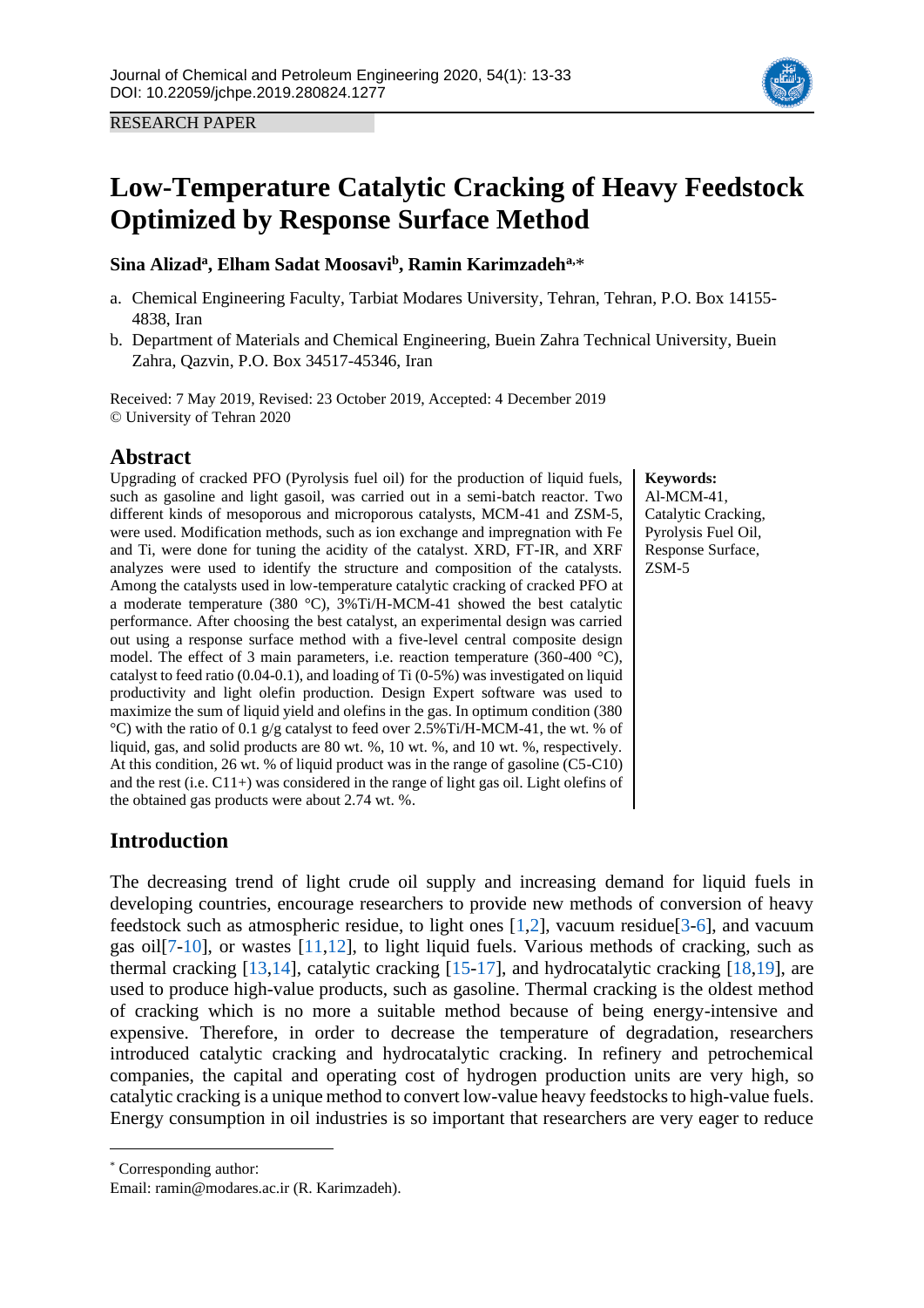RESEARCH PAPER

# Low-Temperature Catalytic Cracking of Heavy Feedstock Optimized by Response Surface Method

**Sina Alizad[a], Elham Sadat Moosavi[b], Ramin Karimzadeh[a,*]**

a. Chemical Engineering Faculty, Tarbiat Modares University, Tehran, Tehran, P.O. Box 14155-4838, Iran
b. Department of Materials and Chemical Engineering, Buein Zahra Technical University, Buein Zahra, Qazvin, P.O. Box 34517-45346, Iran

Received: 7 May 2019, Revised: 23 October 2019, Accepted: 4 December 2019
© University of Tehran 2020

## Abstract

Upgrading of cracked PFO (Pyrolysis fuel oil) for the production of liquid fuels, such as gasoline and light gasoil, was carried out in a semi-batch reactor. Two different kinds of mesoporous and microporous catalysts, MCM-41 and ZSM-5, were used. Modification methods, such as ion exchange and impregnation with Fe and Ti, were done for tuning the acidity of the catalyst. XRD, FT-IR, and XRF analyzes were used to identify the structure and composition of the catalysts. Among the catalysts used in low-temperature catalytic cracking of cracked PFO at a moderate temperature (380 °C), 3%Ti/H-MCM-41 showed the best catalytic performance. After choosing the best catalyst, an experimental design was carried out using a response surface method with a five-level central composite design model. The effect of 3 main parameters, i.e. reaction temperature (360-400 °C), catalyst to feed ratio (0.04-0.1), and loading of Ti (0-5%) was investigated on liquid productivity and light olefin production. Design Expert software was used to maximize the sum of liquid yield and olefins in the gas. In optimum condition (380 °C) with the ratio of 0.1 g/g catalyst to feed over 2.5%Ti/H-MCM-41, the wt. % of liquid, gas, and solid products are 80 wt. %, 10 wt. %, and 10 wt. %, respectively. At this condition, 26 wt. % of liquid product was in the range of gasoline (C5-C10) and the rest (i.e. C11+) was considered in the range of light gas oil. Light olefins of the obtained gas products were about 2.74 wt. %.

**Keywords:** Al-MCM-41, Catalytic Cracking, Pyrolysis Fuel Oil, Response Surface, ZSM-5

## Introduction

The decreasing trend of light crude oil supply and increasing demand for liquid fuels in developing countries, encourage researchers to provide new methods of conversion of heavy feedstock such as atmospheric residue, to light ones [1,2], vacuum residue[3-6], and vacuum gas oil[7-10], or wastes [11,12], to light liquid fuels. Various methods of cracking, such as thermal cracking [13,14], catalytic cracking [15-17], and hydrocatalytic cracking [18,19], are used to produce high-value products, such as gasoline. Thermal cracking is the oldest method of cracking which is no more a suitable method because of being energy-intensive and expensive. Therefore, in order to decrease the temperature of degradation, researchers introduced catalytic cracking and hydrocatalytic cracking. In refinery and petrochemical companies, the capital and operating cost of hydrogen production units are very high, so catalytic cracking is a unique method to convert low-value heavy feedstocks to high-value fuels. Energy consumption in oil industries is so important that researchers are very eager to reduce

* Corresponding author:
Email: ramin@modares.ac.ir (R. Karimzadeh).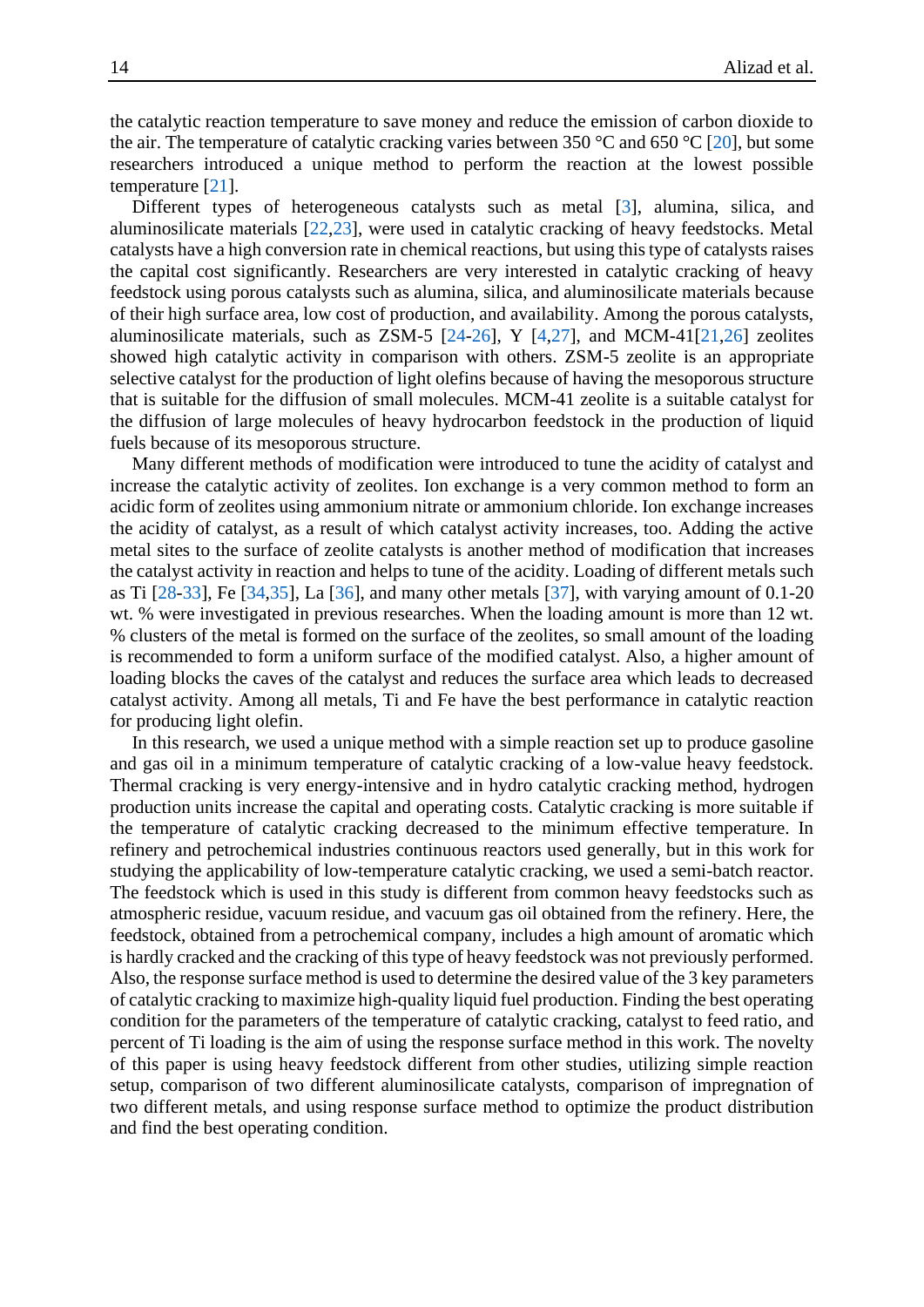the catalytic reaction temperature to save money and reduce the emission of carbon dioxide to the air. The temperature of catalytic cracking varies between 350 °C and 650 °C [20], but some researchers introduced a unique method to perform the reaction at the lowest possible temperature [21].

Different types of heterogeneous catalysts such as metal [3], alumina, silica, and aluminosilicate materials [22,23], were used in catalytic cracking of heavy feedstocks. Metal catalysts have a high conversion rate in chemical reactions, but using this type of catalysts raises the capital cost significantly. Researchers are very interested in catalytic cracking of heavy feedstock using porous catalysts such as alumina, silica, and aluminosilicate materials because of their high surface area, low cost of production, and availability. Among the porous catalysts, aluminosilicate materials, such as ZSM-5 [24-26], Y [4,27], and MCM-41[21,26] zeolites showed high catalytic activity in comparison with others. ZSM-5 zeolite is an appropriate selective catalyst for the production of light olefins because of having the mesoporous structure that is suitable for the diffusion of small molecules. MCM-41 zeolite is a suitable catalyst for the diffusion of large molecules of heavy hydrocarbon feedstock in the production of liquid fuels because of its mesoporous structure.

Many different methods of modification were introduced to tune the acidity of catalyst and increase the catalytic activity of zeolites. Ion exchange is a very common method to form an acidic form of zeolites using ammonium nitrate or ammonium chloride. Ion exchange increases the acidity of catalyst, as a result of which catalyst activity increases, too. Adding the active metal sites to the surface of zeolite catalysts is another method of modification that increases the catalyst activity in reaction and helps to tune of the acidity. Loading of different metals such as Ti [28-33], Fe [34,35], La [36], and many other metals [37], with varying amount of 0.1-20 wt. % were investigated in previous researches. When the loading amount is more than 12 wt. % clusters of the metal is formed on the surface of the zeolites, so small amount of the loading is recommended to form a uniform surface of the modified catalyst. Also, a higher amount of loading blocks the caves of the catalyst and reduces the surface area which leads to decreased catalyst activity. Among all metals, Ti and Fe have the best performance in catalytic reaction for producing light olefin.

In this research, we used a unique method with a simple reaction set up to produce gasoline and gas oil in a minimum temperature of catalytic cracking of a low-value heavy feedstock. Thermal cracking is very energy-intensive and in hydro catalytic cracking method, hydrogen production units increase the capital and operating costs. Catalytic cracking is more suitable if the temperature of catalytic cracking decreased to the minimum effective temperature. In refinery and petrochemical industries continuous reactors used generally, but in this work for studying the applicability of low-temperature catalytic cracking, we used a semi-batch reactor. The feedstock which is used in this study is different from common heavy feedstocks such as atmospheric residue, vacuum residue, and vacuum gas oil obtained from the refinery. Here, the feedstock, obtained from a petrochemical company, includes a high amount of aromatic which is hardly cracked and the cracking of this type of heavy feedstock was not previously performed. Also, the response surface method is used to determine the desired value of the 3 key parameters of catalytic cracking to maximize high-quality liquid fuel production. Finding the best operating condition for the parameters of the temperature of catalytic cracking, catalyst to feed ratio, and percent of Ti loading is the aim of using the response surface method in this work. The novelty of this paper is using heavy feedstock different from other studies, utilizing simple reaction setup, comparison of two different aluminosilicate catalysts, comparison of impregnation of two different metals, and using response surface method to optimize the product distribution and find the best operating condition.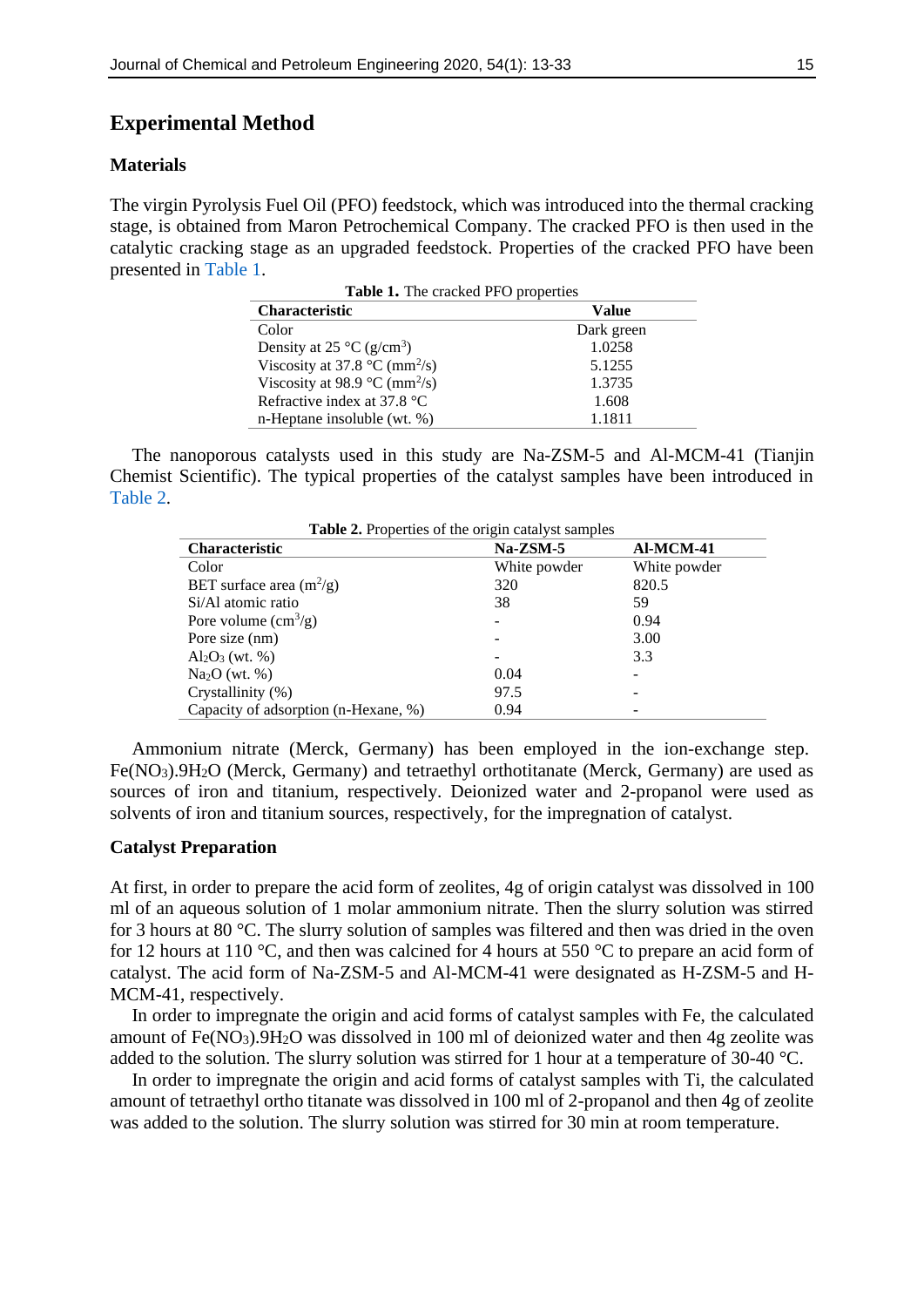## Experimental Method

### Materials

The virgin Pyrolysis Fuel Oil (PFO) feedstock, which was introduced into the thermal cracking stage, is obtained from Maron Petrochemical Company. The cracked PFO is then used in the catalytic cracking stage as an upgraded feedstock. Properties of the cracked PFO have been presented in Table 1.

**Table 1.** The cracked PFO properties

| Characteristic | Value |
|---|---|
| Color | Dark green |
| Density at 25 °C ($g/cm^3$) | 1.0258 |
| Viscosity at 37.8 °C ($mm^2/s$) | 5.1255 |
| Viscosity at 98.9 °C ($mm^2/s$) | 1.3735 |
| Refractive index at 37.8 °C | 1.608 |
| n-Heptane insoluble (wt. %) | 1.1811 |

The nanoporous catalysts used in this study are Na-ZSM-5 and Al-MCM-41 (Tianjin Chemist Scientific). The typical properties of the catalyst samples have been introduced in Table 2.

**Table 2.** Properties of the origin catalyst samples

| Characteristic | Na-ZSM-5 | Al-MCM-41 |
|---|---|---|
| Color | White powder | White powder |
| BET surface area ($m^2/g$) | 320 | 820.5 |
| Si/Al atomic ratio | 38 | 59 |
| Pore volume ($cm^3/g$) | - | 0.94 |
| Pore size (nm) | - | 3.00 |
| $Al_2O_3$ (wt. %) | - | 3.3 |
| $Na_2O$ (wt. %) | 0.04 | - |
| Crystallinity (%) | 97.5 | - |
| Capacity of adsorption (n-Hexane, %) | 0.94 | - |

Ammonium nitrate (Merck, Germany) has been employed in the ion-exchange step. $Fe(NO_3).9H_2O$ (Merck, Germany) and tetraethyl orthotitanate (Merck, Germany) are used as sources of iron and titanium, respectively. Deionized water and 2-propanol were used as solvents of iron and titanium sources, respectively, for the impregnation of catalyst.

### Catalyst Preparation

At first, in order to prepare the acid form of zeolites, 4g of origin catalyst was dissolved in 100 ml of an aqueous solution of 1 molar ammonium nitrate. Then the slurry solution was stirred for 3 hours at 80 °C. The slurry solution of samples was filtered and then was dried in the oven for 12 hours at 110 °C, and then was calcined for 4 hours at 550 °C to prepare an acid form of catalyst. The acid form of Na-ZSM-5 and Al-MCM-41 were designated as H-ZSM-5 and H-MCM-41, respectively.

In order to impregnate the origin and acid forms of catalyst samples with Fe, the calculated amount of $Fe(NO_3).9H_2O$ was dissolved in 100 ml of deionized water and then 4g zeolite was added to the solution. The slurry solution was stirred for 1 hour at a temperature of 30-40 °C.

In order to impregnate the origin and acid forms of catalyst samples with Ti, the calculated amount of tetraethyl ortho titanate was dissolved in 100 ml of 2-propanol and then 4g of zeolite was added to the solution. The slurry solution was stirred for 30 min at room temperature.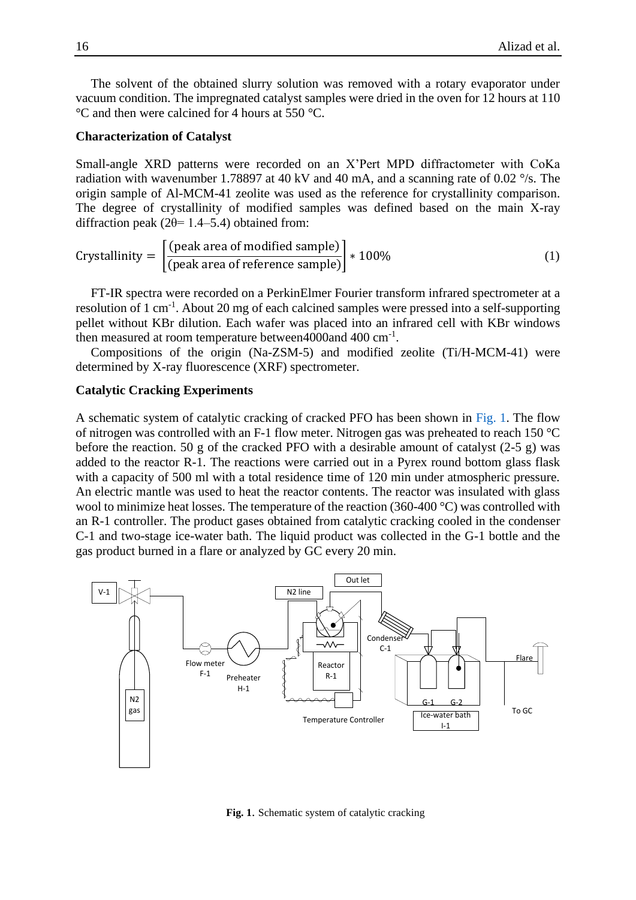The solvent of the obtained slurry solution was removed with a rotary evaporator under vacuum condition. The impregnated catalyst samples were dried in the oven for 12 hours at 110 °C and then were calcined for 4 hours at 550 °C.

**Characterization of Catalyst**

Small-angle XRD patterns were recorded on an X'Pert MPD diffractometer with CoKa radiation with wavenumber 1.78897 at 40 kV and 40 mA, and a scanning rate of 0.02 °/s. The origin sample of Al-MCM-41 zeolite was used as the reference for crystallinity comparison. The degree of crystallinity of modified samples was defined based on the main X-ray diffraction peak (2θ= 1.4–5.4) obtained from:

$$\text{Crystallinity} = \left[\frac{(\text{peak area of modified sample})}{(\text{peak area of reference sample})}\right] * 100\% \tag{1}$$

FT-IR spectra were recorded on a PerkinElmer Fourier transform infrared spectrometer at a resolution of 1 $cm^{-1}$. About 20 mg of each calcined samples were pressed into a self-supporting pellet without KBr dilution. Each wafer was placed into an infrared cell with KBr windows then measured at room temperature between4000and 400 $cm^{-1}$.

Compositions of the origin (Na-ZSM-5) and modified zeolite (Ti/H-MCM-41) were determined by X-ray fluorescence (XRF) spectrometer.

**Catalytic Cracking Experiments**

A schematic system of catalytic cracking of cracked PFO has been shown in Fig. 1. The flow of nitrogen was controlled with an F-1 flow meter. Nitrogen gas was preheated to reach 150 °C before the reaction. 50 g of the cracked PFO with a desirable amount of catalyst (2-5 g) was added to the reactor R-1. The reactions were carried out in a Pyrex round bottom glass flask with a capacity of 500 ml with a total residence time of 120 min under atmospheric pressure. An electric mantle was used to heat the reactor contents. The reactor was insulated with glass wool to minimize heat losses. The temperature of the reaction (360-400 °C) was controlled with an R-1 controller. The product gases obtained from catalytic cracking cooled in the condenser C-1 and two-stage ice-water bath. The liquid product was collected in the G-1 bottle and the gas product burned in a flare or analyzed by GC every 20 min.

**Fig. 1.** Schematic system of catalytic cracking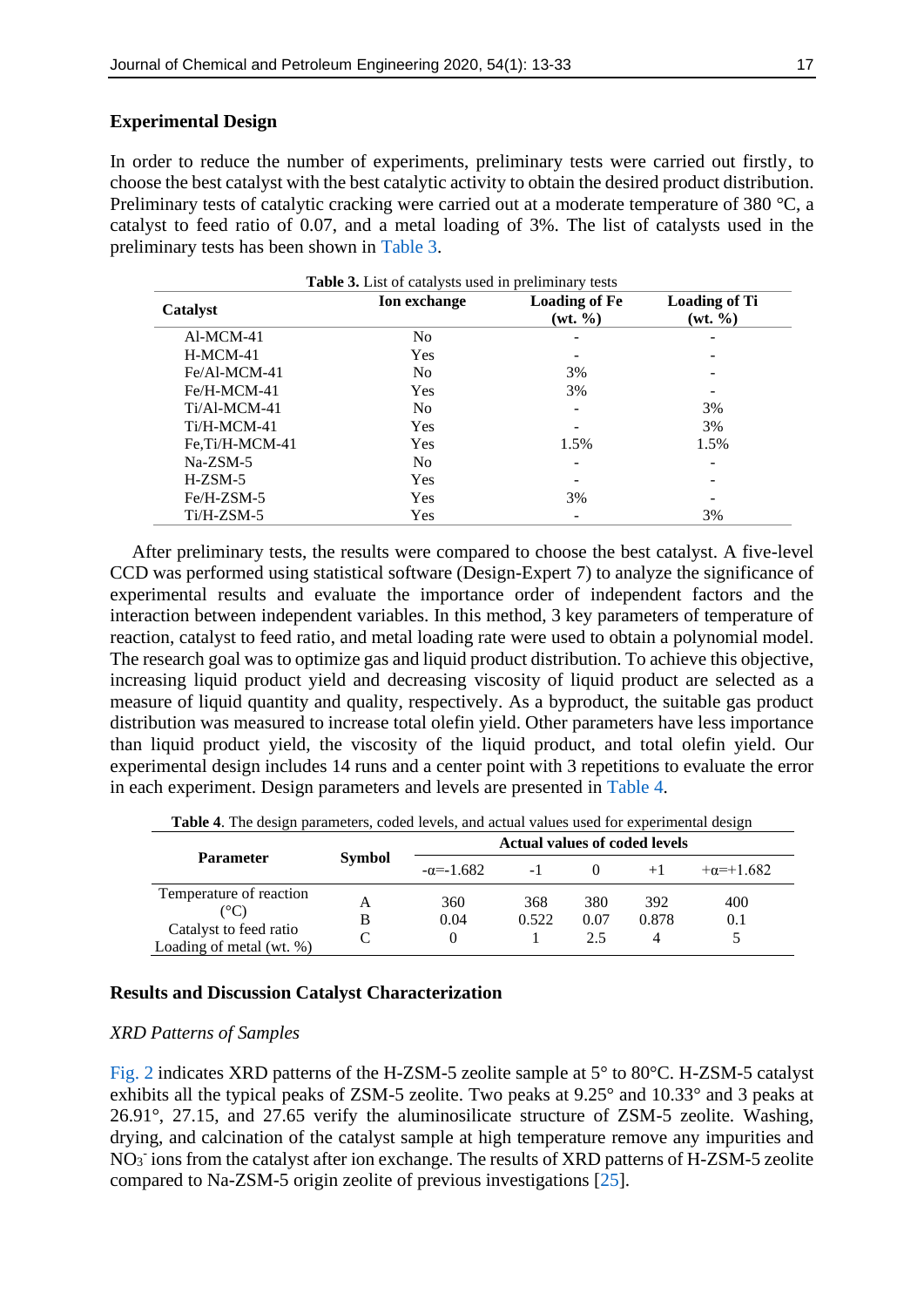## Experimental Design

In order to reduce the number of experiments, preliminary tests were carried out firstly, to choose the best catalyst with the best catalytic activity to obtain the desired product distribution. Preliminary tests of catalytic cracking were carried out at a moderate temperature of 380 °C, a catalyst to feed ratio of 0.07, and a metal loading of 3%. The list of catalysts used in the preliminary tests has been shown in Table 3.

**Table 3.** List of catalysts used in preliminary tests

| Catalyst | Ion exchange | Loading of Fe (wt. %) | Loading of Ti (wt. %) |
|---|---|---|---|
| Al-MCM-41 | No | - | - |
| H-MCM-41 | Yes | - | - |
| Fe/Al-MCM-41 | No | 3% | - |
| Fe/H-MCM-41 | Yes | 3% | - |
| Ti/Al-MCM-41 | No | - | 3% |
| Ti/H-MCM-41 | Yes | - | 3% |
| Fe,Ti/H-MCM-41 | Yes | 1.5% | 1.5% |
| Na-ZSM-5 | No | - | - |
| H-ZSM-5 | Yes | - | - |
| Fe/H-ZSM-5 | Yes | 3% | - |
| Ti/H-ZSM-5 | Yes | - | 3% |

After preliminary tests, the results were compared to choose the best catalyst. A five-level CCD was performed using statistical software (Design-Expert 7) to analyze the significance of experimental results and evaluate the importance order of independent factors and the interaction between independent variables. In this method, 3 key parameters of temperature of reaction, catalyst to feed ratio, and metal loading rate were used to obtain a polynomial model. The research goal was to optimize gas and liquid product distribution. To achieve this objective, increasing liquid product yield and decreasing viscosity of liquid product are selected as a measure of liquid quantity and quality, respectively. As a byproduct, the suitable gas product distribution was measured to increase total olefin yield. Other parameters have less importance than liquid product yield, the viscosity of the liquid product, and total olefin yield. Our experimental design includes 14 runs and a center point with 3 repetitions to evaluate the error in each experiment. Design parameters and levels are presented in Table 4.

**Table 4**. The design parameters, coded levels, and actual values used for experimental design

| Parameter | Symbol | Actual values of coded levels | | | | |
|---|---|---|---|---|---|---|
| | | $-\alpha=-1.682$ | -1 | 0 | +1 | $+\alpha=+1.682$ |
| Temperature of reaction (°C) | A | 360 | 368 | 380 | 392 | 400 |
| Catalyst to feed ratio | B | 0.04 | 0.522 | 0.07 | 0.878 | 0.1 |
| Loading of metal (wt. %) | C | 0 | 1 | 2.5 | 4 | 5 |

## Results and Discussion Catalyst Characterization

### *XRD Patterns of Samples*

Fig. 2 indicates XRD patterns of the H-ZSM-5 zeolite sample at 5° to 80°C. H-ZSM-5 catalyst exhibits all the typical peaks of ZSM-5 zeolite. Two peaks at 9.25° and 10.33° and 3 peaks at 26.91°, 27.15, and 27.65 verify the aluminosilicate structure of ZSM-5 zeolite. Washing, drying, and calcination of the catalyst sample at high temperature remove any impurities and $NO_3^-$ ions from the catalyst after ion exchange. The results of XRD patterns of H-ZSM-5 zeolite compared to Na-ZSM-5 origin zeolite of previous investigations [25].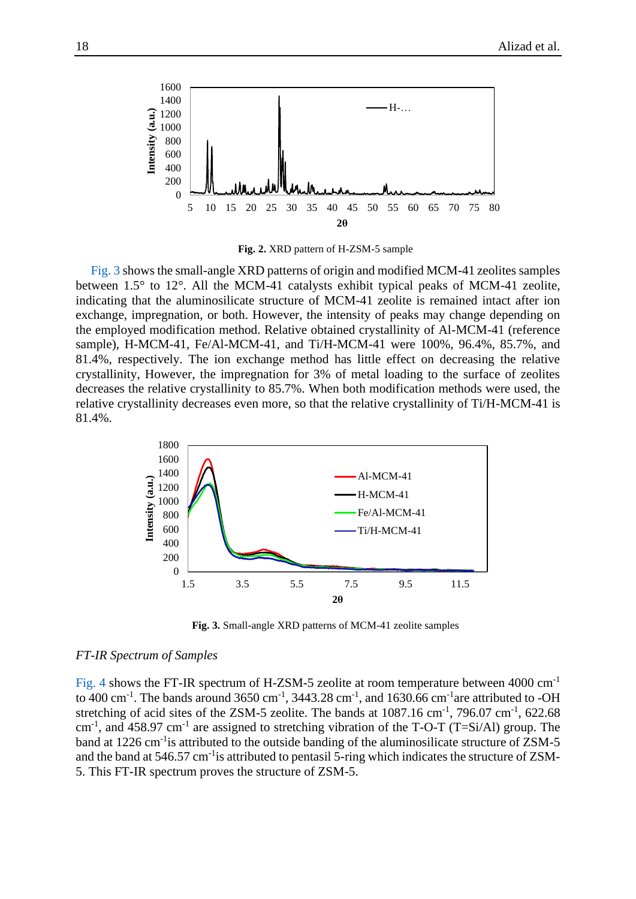**Fig. 2.** XRD pattern of H-ZSM-5 sample

Fig. 3 shows the small-angle XRD patterns of origin and modified MCM-41 zeolites samples between 1.5° to 12°. All the MCM-41 catalysts exhibit typical peaks of MCM-41 zeolite, indicating that the aluminosilicate structure of MCM-41 zeolite is remained intact after ion exchange, impregnation, or both. However, the intensity of peaks may change depending on the employed modification method. Relative obtained crystallinity of Al-MCM-41 (reference sample), H-MCM-41, Fe/Al-MCM-41, and Ti/H-MCM-41 were 100%, 96.4%, 85.7%, and 81.4%, respectively. The ion exchange method has little effect on decreasing the relative crystallinity, However, the impregnation for 3% of metal loading to the surface of zeolites decreases the relative crystallinity to 85.7%. When both modification methods were used, the relative crystallinity decreases even more, so that the relative crystallinity of Ti/H-MCM-41 is 81.4%.

**Fig. 3.** Small-angle XRD patterns of MCM-41 zeolite samples

*FT-IR Spectrum of Samples*

Fig. 4 shows the FT-IR spectrum of H-ZSM-5 zeolite at room temperature between 4000 $cm^{-1}$ to 400 $cm^{-1}$. The bands around 3650 $cm^{-1}$, 3443.28 $cm^{-1}$, and 1630.66 $cm^{-1}$ are attributed to -OH stretching of acid sites of the ZSM-5 zeolite. The bands at 1087.16 $cm^{-1}$, 796.07 $cm^{-1}$, 622.68 $cm^{-1}$, and 458.97 $cm^{-1}$ are assigned to stretching vibration of the T-O-T (T=Si/Al) group. The band at 1226 $cm^{-1}$ is attributed to the outside banding of the aluminosilicate structure of ZSM-5 and the band at 546.57 $cm^{-1}$ is attributed to pentasil 5-ring which indicates the structure of ZSM-5. This FT-IR spectrum proves the structure of ZSM-5.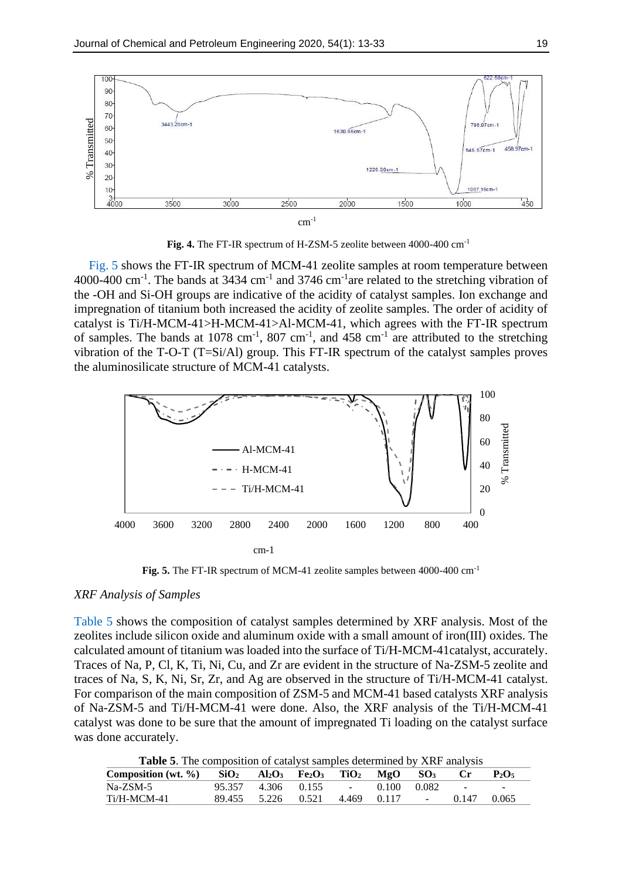**Fig. 4.** The FT-IR spectrum of H-ZSM-5 zeolite between 4000-400 $cm^{-1}$

Fig. 5 shows the FT-IR spectrum of MCM-41 zeolite samples at room temperature between 4000-400 $cm^{-1}$. The bands at 3434 $cm^{-1}$ and 3746 $cm^{-1}$are related to the stretching vibration of the -OH and Si-OH groups are indicative of the acidity of catalyst samples. Ion exchange and impregnation of titanium both increased the acidity of zeolite samples. The order of acidity of catalyst is Ti/H-MCM-41>H-MCM-41>Al-MCM-41, which agrees with the FT-IR spectrum of samples. The bands at 1078 $cm^{-1}$, 807 $cm^{-1}$, and 458 $cm^{-1}$ are attributed to the stretching vibration of the T-O-T (T=Si/Al) group. This FT-IR spectrum of the catalyst samples proves the aluminosilicate structure of MCM-41 catalysts.

**Fig. 5.** The FT-IR spectrum of MCM-41 zeolite samples between 4000-400 $cm^{-1}$

*XRF Analysis of Samples*

Table 5 shows the composition of catalyst samples determined by XRF analysis. Most of the zeolites include silicon oxide and aluminum oxide with a small amount of iron(III) oxides. The calculated amount of titanium was loaded into the surface of Ti/H-MCM-41catalyst, accurately. Traces of Na, P, Cl, K, Ti, Ni, Cu, and Zr are evident in the structure of Na-ZSM-5 zeolite and traces of Na, S, K, Ni, Sr, Zr, and Ag are observed in the structure of Ti/H-MCM-41 catalyst. For comparison of the main composition of ZSM-5 and MCM-41 based catalysts XRF analysis of Na-ZSM-5 and Ti/H-MCM-41 were done. Also, the XRF analysis of the Ti/H-MCM-41 catalyst was done to be sure that the amount of impregnated Ti loading on the catalyst surface was done accurately.

**Table 5**. The composition of catalyst samples determined by XRF analysis

| Composition (wt. %) | $SiO_2$ | $Al_2O_3$ | $Fe_2O_3$ | $TiO_2$ | MgO | $SO_3$ | Cr | $P_2O_5$ |
|---|---|---|---|---|---|---|---|---|
| Na-ZSM-5 | 95.357 | 4.306 | 0.155 | - | 0.100 | 0.082 | - | - |
| Ti/H-MCM-41 | 89.455 | 5.226 | 0.521 | 4.469 | 0.117 | - | 0.147 | 0.065 |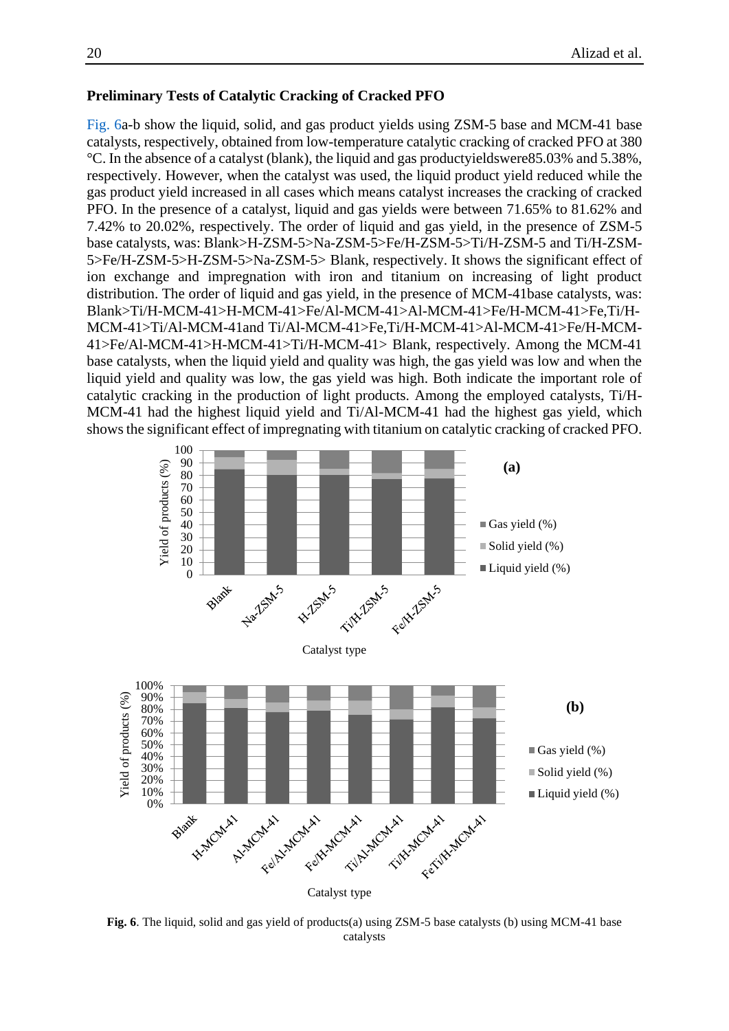### Preliminary Tests of Catalytic Cracking of Cracked PFO

Fig. 6a-b show the liquid, solid, and gas product yields using ZSM-5 base and MCM-41 base catalysts, respectively, obtained from low-temperature catalytic cracking of cracked PFO at 380 °C. In the absence of a catalyst (blank), the liquid and gas productyieldswere85.03% and 5.38%, respectively. However, when the catalyst was used, the liquid product yield reduced while the gas product yield increased in all cases which means catalyst increases the cracking of cracked PFO. In the presence of a catalyst, liquid and gas yields were between 71.65% to 81.62% and 7.42% to 20.02%, respectively. The order of liquid and gas yield, in the presence of ZSM-5 base catalysts, was: Blank>H-ZSM-5>Na-ZSM-5>Fe/H-ZSM-5>Ti/H-ZSM-5 and Ti/H-ZSM-5>Fe/H-ZSM-5>H-ZSM-5>Na-ZSM-5> Blank, respectively. It shows the significant effect of ion exchange and impregnation with iron and titanium on increasing of light product distribution. The order of liquid and gas yield, in the presence of MCM-41base catalysts, was: Blank>Ti/H-MCM-41>H-MCM-41>Fe/Al-MCM-41>Al-MCM-41>Fe/H-MCM-41>Fe,Ti/H-MCM-41>Ti/Al-MCM-41and Ti/Al-MCM-41>Fe,Ti/H-MCM-41>Al-MCM-41>Fe/H-MCM-41>Fe/Al-MCM-41>H-MCM-41>Ti/H-MCM-41> Blank, respectively. Among the MCM-41 base catalysts, when the liquid yield and quality was high, the gas yield was low and when the liquid yield and quality was low, the gas yield was high. Both indicate the important role of catalytic cracking in the production of light products. Among the employed catalysts, Ti/H-MCM-41 had the highest liquid yield and Ti/Al-MCM-41 had the highest gas yield, which shows the significant effect of impregnating with titanium on catalytic cracking of cracked PFO.

**Fig. 6**. The liquid, solid and gas yield of products(a) using ZSM-5 base catalysts (b) using MCM-41 base catalysts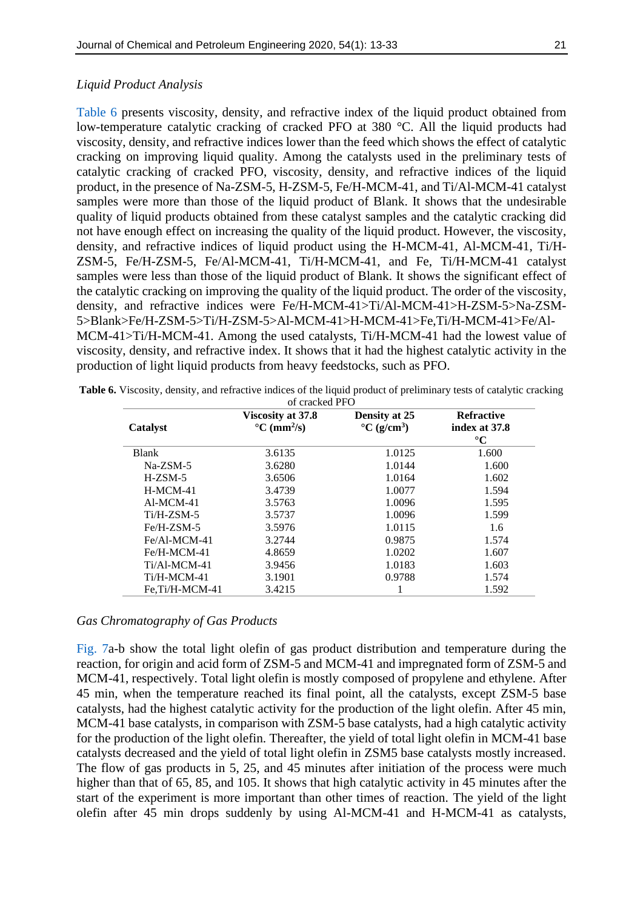*Liquid Product Analysis*

Table 6 presents viscosity, density, and refractive index of the liquid product obtained from low-temperature catalytic cracking of cracked PFO at 380 °C. All the liquid products had viscosity, density, and refractive indices lower than the feed which shows the effect of catalytic cracking on improving liquid quality. Among the catalysts used in the preliminary tests of catalytic cracking of cracked PFO, viscosity, density, and refractive indices of the liquid product, in the presence of Na-ZSM-5, H-ZSM-5, Fe/H-MCM-41, and Ti/Al-MCM-41 catalyst samples were more than those of the liquid product of Blank. It shows that the undesirable quality of liquid products obtained from these catalyst samples and the catalytic cracking did not have enough effect on increasing the quality of the liquid product. However, the viscosity, density, and refractive indices of liquid product using the H-MCM-41, Al-MCM-41, Ti/H-ZSM-5, Fe/H-ZSM-5, Fe/Al-MCM-41, Ti/H-MCM-41, and Fe, Ti/H-MCM-41 catalyst samples were less than those of the liquid product of Blank. It shows the significant effect of the catalytic cracking on improving the quality of the liquid product. The order of the viscosity, density, and refractive indices were Fe/H-MCM-41>Ti/Al-MCM-41>H-ZSM-5>Na-ZSM-5>Blank>Fe/H-ZSM-5>Ti/H-ZSM-5>Al-MCM-41>H-MCM-41>Fe,Ti/H-MCM-41>Fe/Al-MCM-41>Ti/H-MCM-41. Among the used catalysts, Ti/H-MCM-41 had the lowest value of viscosity, density, and refractive index. It shows that it had the highest catalytic activity in the production of light liquid products from heavy feedstocks, such as PFO.

**Table 6.** Viscosity, density, and refractive indices of the liquid product of preliminary tests of catalytic cracking of cracked PFO

| Catalyst | Viscosity at 37.8 °C ($mm^2/s$) | Density at 25 °C ($g/cm^3$) | Refractive index at 37.8 °C |
|---|---|---|---|
| Blank | 3.6135 | 1.0125 | 1.600 |
| Na-ZSM-5 | 3.6280 | 1.0144 | 1.600 |
| H-ZSM-5 | 3.6506 | 1.0164 | 1.602 |
| H-MCM-41 | 3.4739 | 1.0077 | 1.594 |
| Al-MCM-41 | 3.5763 | 1.0096 | 1.595 |
| Ti/H-ZSM-5 | 3.5737 | 1.0096 | 1.599 |
| Fe/H-ZSM-5 | 3.5976 | 1.0115 | 1.6 |
| Fe/Al-MCM-41 | 3.2744 | 0.9875 | 1.574 |
| Fe/H-MCM-41 | 4.8659 | 1.0202 | 1.607 |
| Ti/Al-MCM-41 | 3.9456 | 1.0183 | 1.603 |
| Ti/H-MCM-41 | 3.1901 | 0.9788 | 1.574 |
| Fe,Ti/H-MCM-41 | 3.4215 | 1 | 1.592 |

*Gas Chromatography of Gas Products*

Fig. 7a-b show the total light olefin of gas product distribution and temperature during the reaction, for origin and acid form of ZSM-5 and MCM-41 and impregnated form of ZSM-5 and MCM-41, respectively. Total light olefin is mostly composed of propylene and ethylene. After 45 min, when the temperature reached its final point, all the catalysts, except ZSM-5 base catalysts, had the highest catalytic activity for the production of the light olefin. After 45 min, MCM-41 base catalysts, in comparison with ZSM-5 base catalysts, had a high catalytic activity for the production of the light olefin. Thereafter, the yield of total light olefin in MCM-41 base catalysts decreased and the yield of total light olefin in ZSM5 base catalysts mostly increased. The flow of gas products in 5, 25, and 45 minutes after initiation of the process were much higher than that of 65, 85, and 105. It shows that high catalytic activity in 45 minutes after the start of the experiment is more important than other times of reaction. The yield of the light olefin after 45 min drops suddenly by using Al-MCM-41 and H-MCM-41 as catalysts,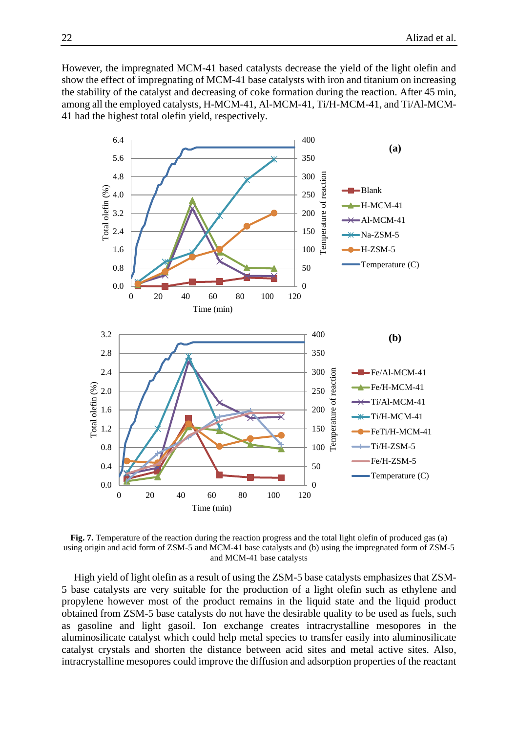However, the impregnated MCM-41 based catalysts decrease the yield of the light olefin and show the effect of impregnating of MCM-41 base catalysts with iron and titanium on increasing the stability of the catalyst and decreasing of coke formation during the reaction. After 45 min, among all the employed catalysts, H-MCM-41, Al-MCM-41, Ti/H-MCM-41, and Ti/Al-MCM-41 had the highest total olefin yield, respectively.

**Fig. 7.** Temperature of the reaction during the reaction progress and the total light olefin of produced gas (a) using origin and acid form of ZSM-5 and MCM-41 base catalysts and (b) using the impregnated form of ZSM-5 and MCM-41 base catalysts

High yield of light olefin as a result of using the ZSM-5 base catalysts emphasizes that ZSM-5 base catalysts are very suitable for the production of a light olefin such as ethylene and propylene however most of the product remains in the liquid state and the liquid product obtained from ZSM-5 base catalysts do not have the desirable quality to be used as fuels, such as gasoline and light gasoil. Ion exchange creates intracrystalline mesopores in the aluminosilicate catalyst which could help metal species to transfer easily into aluminosilicate catalyst crystals and shorten the distance between acid sites and metal active sites. Also, intracrystalline mesopores could improve the diffusion and adsorption properties of the reactant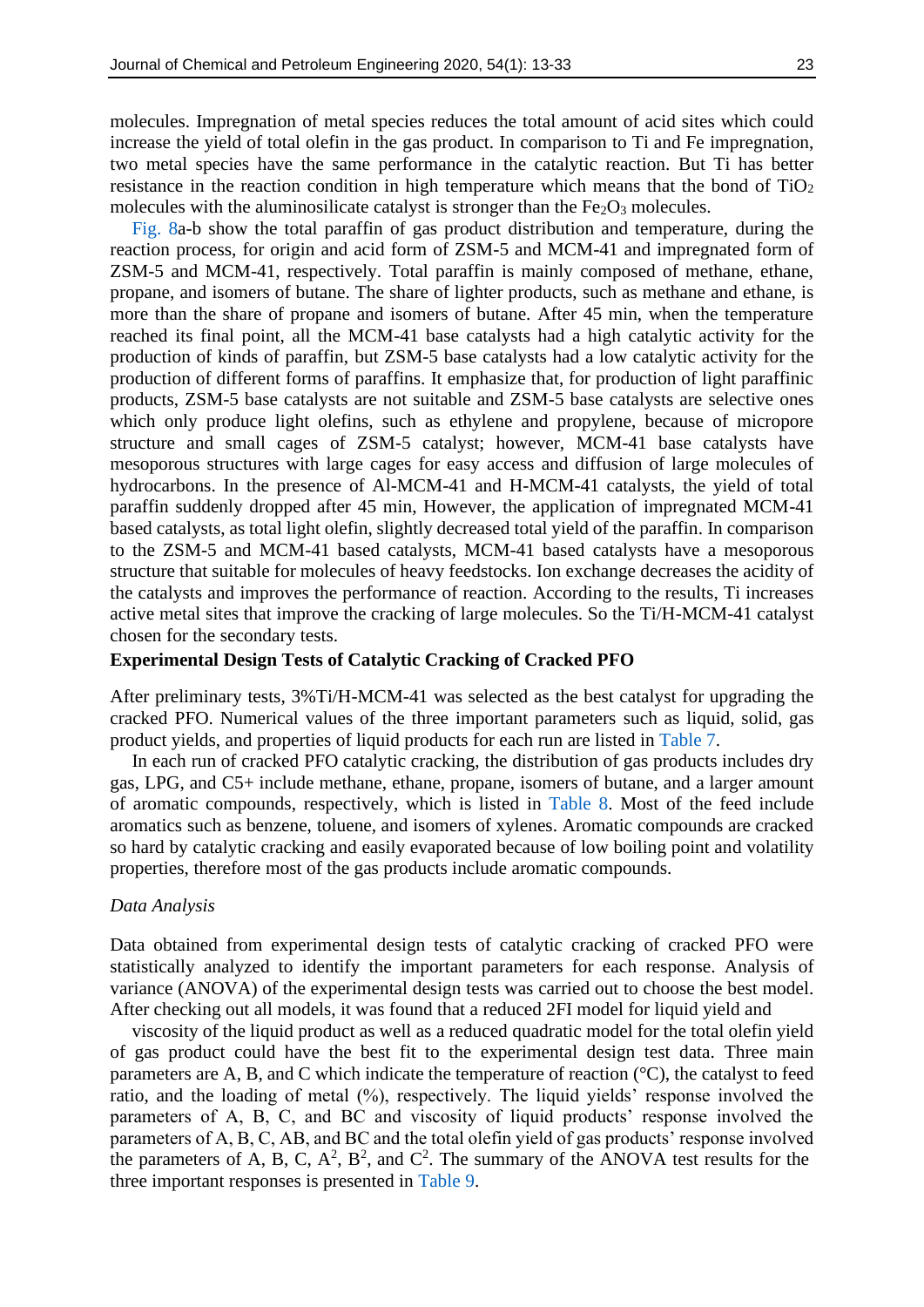molecules. Impregnation of metal species reduces the total amount of acid sites which could increase the yield of total olefin in the gas product. In comparison to Ti and Fe impregnation, two metal species have the same performance in the catalytic reaction. But Ti has better resistance in the reaction condition in high temperature which means that the bond of $TiO_2$ molecules with the aluminosilicate catalyst is stronger than the $Fe_2O_3$ molecules.

Fig. 8a-b show the total paraffin of gas product distribution and temperature, during the reaction process, for origin and acid form of ZSM-5 and MCM-41 and impregnated form of ZSM-5 and MCM-41, respectively. Total paraffin is mainly composed of methane, ethane, propane, and isomers of butane. The share of lighter products, such as methane and ethane, is more than the share of propane and isomers of butane. After 45 min, when the temperature reached its final point, all the MCM-41 base catalysts had a high catalytic activity for the production of kinds of paraffin, but ZSM-5 base catalysts had a low catalytic activity for the production of different forms of paraffins. It emphasize that, for production of light paraffinic products, ZSM-5 base catalysts are not suitable and ZSM-5 base catalysts are selective ones which only produce light olefins, such as ethylene and propylene, because of micropore structure and small cages of ZSM-5 catalyst; however, MCM-41 base catalysts have mesoporous structures with large cages for easy access and diffusion of large molecules of hydrocarbons. In the presence of Al-MCM-41 and H-MCM-41 catalysts, the yield of total paraffin suddenly dropped after 45 min, However, the application of impregnated MCM-41 based catalysts, as total light olefin, slightly decreased total yield of the paraffin. In comparison to the ZSM-5 and MCM-41 based catalysts, MCM-41 based catalysts have a mesoporous structure that suitable for molecules of heavy feedstocks. Ion exchange decreases the acidity of the catalysts and improves the performance of reaction. According to the results, Ti increases active metal sites that improve the cracking of large molecules. So the Ti/H-MCM-41 catalyst chosen for the secondary tests.

**Experimental Design Tests of Catalytic Cracking of Cracked PFO**

After preliminary tests, 3%Ti/H-MCM-41 was selected as the best catalyst for upgrading the cracked PFO. Numerical values of the three important parameters such as liquid, solid, gas product yields, and properties of liquid products for each run are listed in Table 7.

In each run of cracked PFO catalytic cracking, the distribution of gas products includes dry gas, LPG, and C5+ include methane, ethane, propane, isomers of butane, and a larger amount of aromatic compounds, respectively, which is listed in Table 8. Most of the feed include aromatics such as benzene, toluene, and isomers of xylenes. Aromatic compounds are cracked so hard by catalytic cracking and easily evaporated because of low boiling point and volatility properties, therefore most of the gas products include aromatic compounds.

*Data Analysis*

Data obtained from experimental design tests of catalytic cracking of cracked PFO were statistically analyzed to identify the important parameters for each response. Analysis of variance (ANOVA) of the experimental design tests was carried out to choose the best model. After checking out all models, it was found that a reduced 2FI model for liquid yield and

viscosity of the liquid product as well as a reduced quadratic model for the total olefin yield of gas product could have the best fit to the experimental design test data. Three main parameters are A, B, and C which indicate the temperature of reaction (°C), the catalyst to feed ratio, and the loading of metal (%), respectively. The liquid yields' response involved the parameters of A, B, C, and BC and viscosity of liquid products' response involved the parameters of A, B, C, AB, and BC and the total olefin yield of gas products' response involved the parameters of A, B, C, $A^2$, $B^2$, and $C^2$. The summary of the ANOVA test results for the three important responses is presented in Table 9.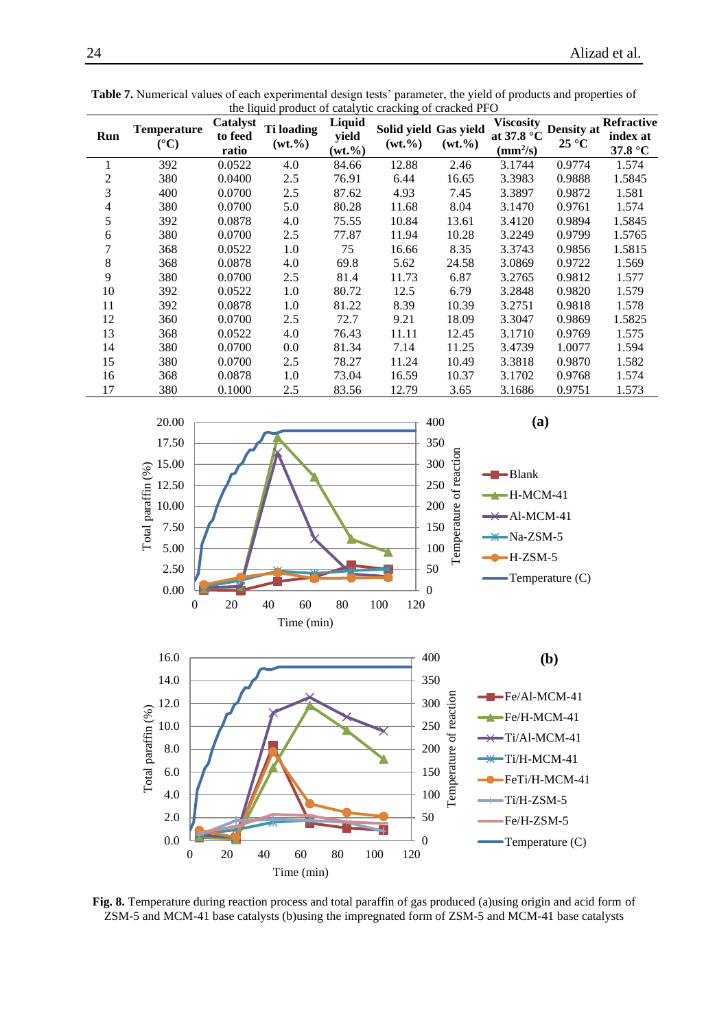**Table 7.** Numerical values of each experimental design tests' parameter, the yield of products and properties of the liquid product of catalytic cracking of cracked PFO

| Run | Temperature (°C) | Catalyst to feed ratio | Ti loading (wt.%) | Liquid yield (wt.%) | Solid yield (wt.%) | Gas yield (wt.%) | Viscosity at 37.8 °C ($mm^2/s$) | Density at 25 °C | Refractive index at 37.8 °C |
|---|---|---|---|---|---|---|---|---|---|
| 1 | 392 | 0.0522 | 4.0 | 84.66 | 12.88 | 2.46 | 3.1744 | 0.9774 | 1.574 |
| 2 | 380 | 0.0400 | 2.5 | 76.91 | 6.44 | 16.65 | 3.3983 | 0.9888 | 1.5845 |
| 3 | 400 | 0.0700 | 2.5 | 87.62 | 4.93 | 7.45 | 3.3897 | 0.9872 | 1.581 |
| 4 | 380 | 0.0700 | 5.0 | 80.28 | 11.68 | 8.04 | 3.1470 | 0.9761 | 1.574 |
| 5 | 392 | 0.0878 | 4.0 | 75.55 | 10.84 | 13.61 | 3.4120 | 0.9894 | 1.5845 |
| 6 | 380 | 0.0700 | 2.5 | 77.87 | 11.94 | 10.28 | 3.2249 | 0.9799 | 1.5765 |
| 7 | 368 | 0.0522 | 1.0 | 75 | 16.66 | 8.35 | 3.3743 | 0.9856 | 1.5815 |
| 8 | 368 | 0.0878 | 4.0 | 69.8 | 5.62 | 24.58 | 3.0869 | 0.9722 | 1.569 |
| 9 | 380 | 0.0700 | 2.5 | 81.4 | 11.73 | 6.87 | 3.2765 | 0.9812 | 1.577 |
| 10 | 392 | 0.0522 | 1.0 | 80.72 | 12.5 | 6.79 | 3.2848 | 0.9820 | 1.579 |
| 11 | 392 | 0.0878 | 1.0 | 81.22 | 8.39 | 10.39 | 3.2751 | 0.9818 | 1.578 |
| 12 | 360 | 0.0700 | 2.5 | 72.7 | 9.21 | 18.09 | 3.3047 | 0.9869 | 1.5825 |
| 13 | 368 | 0.0522 | 4.0 | 76.43 | 11.11 | 12.45 | 3.1710 | 0.9769 | 1.575 |
| 14 | 380 | 0.0700 | 0.0 | 81.34 | 7.14 | 11.25 | 3.4739 | 1.0077 | 1.594 |
| 15 | 380 | 0.0700 | 2.5 | 78.27 | 11.24 | 10.49 | 3.3818 | 0.9870 | 1.582 |
| 16 | 368 | 0.0878 | 1.0 | 73.04 | 16.59 | 10.37 | 3.1702 | 0.9768 | 1.574 |
| 17 | 380 | 0.1000 | 2.5 | 83.56 | 12.79 | 3.65 | 3.1686 | 0.9751 | 1.573 |

**Fig. 8.** Temperature during reaction process and total paraffin of gas produced (a)using origin and acid form of ZSM-5 and MCM-41 base catalysts (b)using the impregnated form of ZSM-5 and MCM-41 base catalysts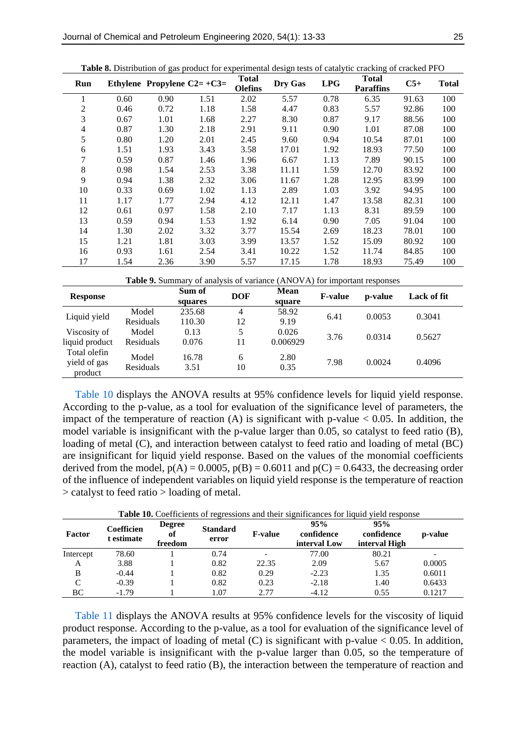**Table 8.** Distribution of gas product for experimental design tests of catalytic cracking of cracked PFO

| Run | Ethylene | Propylene | C2= +C3= | Total Olefins | Dry Gas | LPG | Total Paraffins | C5+ | Total |
|---|---|---|---|---|---|---|---|---|---|
| 1 | 0.60 | 0.90 | 1.51 | 2.02 | 5.57 | 0.78 | 6.35 | 91.63 | 100 |
| 2 | 0.46 | 0.72 | 1.18 | 1.58 | 4.47 | 0.83 | 5.57 | 92.86 | 100 |
| 3 | 0.67 | 1.01 | 1.68 | 2.27 | 8.30 | 0.87 | 9.17 | 88.56 | 100 |
| 4 | 0.87 | 1.30 | 2.18 | 2.91 | 9.11 | 0.90 | 1.01 | 87.08 | 100 |
| 5 | 0.80 | 1.20 | 2.01 | 2.45 | 9.60 | 0.94 | 10.54 | 87.01 | 100 |
| 6 | 1.51 | 1.93 | 3.43 | 3.58 | 17.01 | 1.92 | 18.93 | 77.50 | 100 |
| 7 | 0.59 | 0.87 | 1.46 | 1.96 | 6.67 | 1.13 | 7.89 | 90.15 | 100 |
| 8 | 0.98 | 1.54 | 2.53 | 3.38 | 11.11 | 1.59 | 12.70 | 83.92 | 100 |
| 9 | 0.94 | 1.38 | 2.32 | 3.06 | 11.67 | 1.28 | 12.95 | 83.99 | 100 |
| 10 | 0.33 | 0.69 | 1.02 | 1.13 | 2.89 | 1.03 | 3.92 | 94.95 | 100 |
| 11 | 1.17 | 1.77 | 2.94 | 4.12 | 12.11 | 1.47 | 13.58 | 82.31 | 100 |
| 12 | 0.61 | 0.97 | 1.58 | 2.10 | 7.17 | 1.13 | 8.31 | 89.59 | 100 |
| 13 | 0.59 | 0.94 | 1.53 | 1.92 | 6.14 | 0.90 | 7.05 | 91.04 | 100 |
| 14 | 1.30 | 2.02 | 3.32 | 3.77 | 15.54 | 2.69 | 18.23 | 78.01 | 100 |
| 15 | 1.21 | 1.81 | 3.03 | 3.99 | 13.57 | 1.52 | 15.09 | 80.92 | 100 |
| 16 | 0.93 | 1.61 | 2.54 | 3.41 | 10.22 | 1.52 | 11.74 | 84.85 | 100 |
| 17 | 1.54 | 2.36 | 3.90 | 5.57 | 17.15 | 1.78 | 18.93 | 75.49 | 100 |

**Table 9.** Summary of analysis of variance (ANOVA) for important responses

| Response | | Sum of squares | DOF | Mean square | F-value | p-value | Lack of fit |
|---|---|---|---|---|---|---|---|
| Liquid yield | Model | 235.68 | 4 | 58.92 | 6.41 | 0.0053 | 0.3041 |
| | Residuals | 110.30 | 12 | 9.19 | | | |
| Viscosity of liquid product | Model | 0.13 | 5 | 0.026 | 3.76 | 0.0314 | 0.5627 |
| | Residuals | 0.076 | 11 | 0.006929 | | | |
| Total olefin yield of gas product | Model | 16.78 | 6 | 2.80 | 7.98 | 0.0024 | 0.4096 |
| | Residuals | 3.51 | 10 | 0.35 | | | |

Table 10 displays the ANOVA results at 95% confidence levels for liquid yield response. According to the p-value, as a tool for evaluation of the significance level of parameters, the impact of the temperature of reaction (A) is significant with p-value < 0.05. In addition, the model variable is insignificant with the p-value larger than 0.05, so catalyst to feed ratio (B), loading of metal (C), and interaction between catalyst to feed ratio and loading of metal (BC) are insignificant for liquid yield response. Based on the values of the monomial coefficients derived from the model, p(A) = 0.0005, p(B) = 0.6011 and p(C) = 0.6433, the decreasing order of the influence of independent variables on liquid yield response is the temperature of reaction > catalyst to feed ratio > loading of metal.

**Table 10.** Coefficients of regressions and their significances for liquid yield response

| Factor | Coefficient estimate | Degree of freedom | Standard error | F-value | 95% confidence interval Low | 95% confidence interval High | p-value |
|---|---|---|---|---|---|---|---|
| Intercept | 78.60 | 1 | 0.74 | - | 77.00 | 80.21 | - |
| A | 3.88 | 1 | 0.82 | 22.35 | 2.09 | 5.67 | 0.0005 |
| B | -0.44 | 1 | 0.82 | 0.29 | -2.23 | 1.35 | 0.6011 |
| C | -0.39 | 1 | 0.82 | 0.23 | -2.18 | 1.40 | 0.6433 |
| BC | -1.79 | 1 | 1.07 | 2.77 | -4.12 | 0.55 | 0.1217 |

Table 11 displays the ANOVA results at 95% confidence levels for the viscosity of liquid product response. According to the p-value, as a tool for evaluation of the significance level of parameters, the impact of loading of metal (C) is significant with p-value < 0.05. In addition, the model variable is insignificant with the p-value larger than 0.05, so the temperature of reaction (A), catalyst to feed ratio (B), the interaction between the temperature of reaction and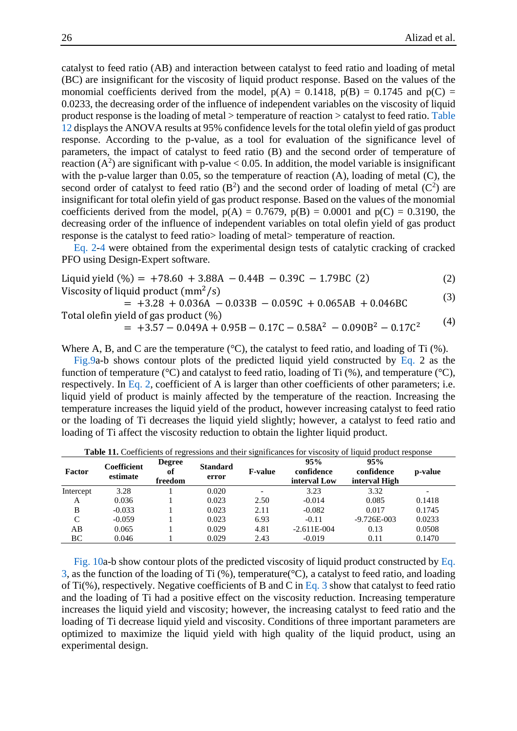catalyst to feed ratio (AB) and interaction between catalyst to feed ratio and loading of metal (BC) are insignificant for the viscosity of liquid product response. Based on the values of the monomial coefficients derived from the model, p(A) = 0.1418, p(B) = 0.1745 and p(C) = 0.0233, the decreasing order of the influence of independent variables on the viscosity of liquid product response is the loading of metal > temperature of reaction > catalyst to feed ratio. Table 12 displays the ANOVA results at 95% confidence levels for the total olefin yield of gas product response. According to the p-value, as a tool for evaluation of the significance level of parameters, the impact of catalyst to feed ratio (B) and the second order of temperature of reaction ($A^2$) are significant with p-value < 0.05. In addition, the model variable is insignificant with the p-value larger than 0.05, so the temperature of reaction (A), loading of metal (C), the second order of catalyst to feed ratio ($B^2$) and the second order of loading of metal ($C^2$) are insignificant for total olefin yield of gas product response. Based on the values of the monomial coefficients derived from the model, p(A) = 0.7679, p(B) = 0.0001 and p(C) = 0.3190, the decreasing order of the influence of independent variables on total olefin yield of gas product response is the catalyst to feed ratio> loading of metal> temperature of reaction.

Eq. 2-4 were obtained from the experimental design tests of catalytic cracking of cracked PFO using Design-Expert software.

$$\text{Liquid yield (\%)} = +78.60 + 3.88\text{A} - 0.44\text{B} - 0.39\text{C} - 1.79\text{BC} \quad (2) \tag{2}$$

$$\text{Viscosity of liquid product (mm}^2\text{/s)} = +3.28 + 0.036\text{A} - 0.033\text{B} - 0.059\text{C} + 0.065\text{AB} + 0.046\text{BC} \tag{3}$$

$$\text{Total olefin yield of gas product (\%)} = +3.57 - 0.049\text{A} + 0.95\text{B} - 0.17\text{C} - 0.58\text{A}^2 - 0.090\text{B}^2 - 0.17\text{C}^2 \tag{4}$$

Where A, B, and C are the temperature (°C), the catalyst to feed ratio, and loading of Ti (%).

Fig.9a-b shows contour plots of the predicted liquid yield constructed by Eq. 2 as the function of temperature (°C) and catalyst to feed ratio, loading of Ti (%), and temperature (°C), respectively. In Eq. 2, coefficient of A is larger than other coefficients of other parameters; i.e. liquid yield of product is mainly affected by the temperature of the reaction. Increasing the temperature increases the liquid yield of the product, however increasing catalyst to feed ratio or the loading of Ti decreases the liquid yield slightly; however, a catalyst to feed ratio and loading of Ti affect the viscosity reduction to obtain the lighter liquid product.

**Table 11.** Coefficients of regressions and their significances for viscosity of liquid product response

| Factor | Coefficient estimate | Degree of freedom | Standard error | F-value | 95% confidence interval Low | 95% confidence interval High | p-value |
|---|---|---|---|---|---|---|---|
| Intercept | 3.28 | 1 | 0.020 | - | 3.23 | 3.32 | - |
| A | 0.036 | 1 | 0.023 | 2.50 | -0.014 | 0.085 | 0.1418 |
| B | -0.033 | 1 | 0.023 | 2.11 | -0.082 | 0.017 | 0.1745 |
| C | -0.059 | 1 | 0.023 | 6.93 | -0.11 | -9.726E-003 | 0.0233 |
| AB | 0.065 | 1 | 0.029 | 4.81 | -2.611E-004 | 0.13 | 0.0508 |
| BC | 0.046 | 1 | 0.029 | 2.43 | -0.019 | 0.11 | 0.1470 |

Fig. 10a-b show contour plots of the predicted viscosity of liquid product constructed by Eq. 3, as the function of the loading of Ti (%), temperature(°C), a catalyst to feed ratio, and loading of Ti(%), respectively. Negative coefficients of B and C in Eq. 3 show that catalyst to feed ratio and the loading of Ti had a positive effect on the viscosity reduction. Increasing temperature increases the liquid yield and viscosity; however, the increasing catalyst to feed ratio and the loading of Ti decrease liquid yield and viscosity. Conditions of three important parameters are optimized to maximize the liquid yield with high quality of the liquid product, using an experimental design.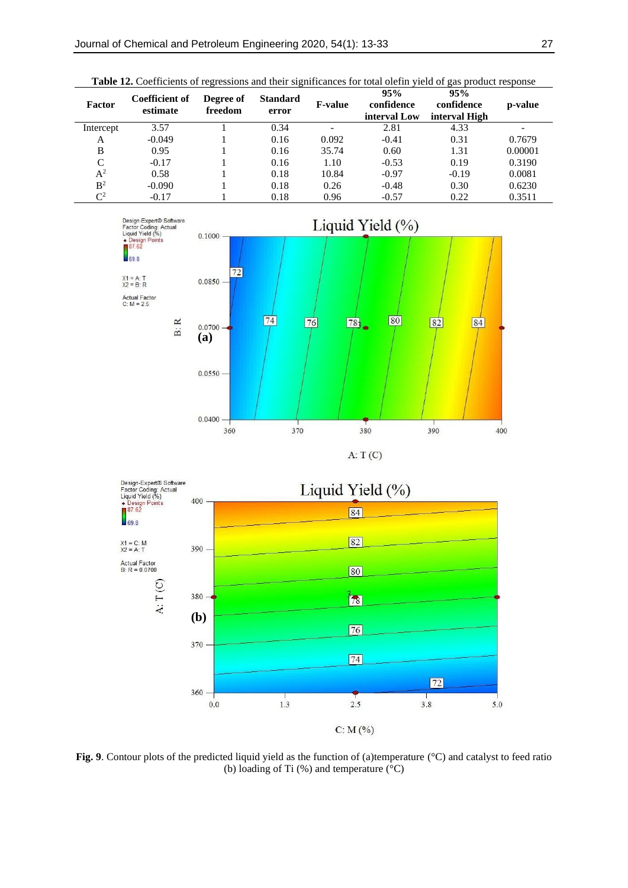**Table 12.** Coefficients of regressions and their significances for total olefin yield of gas product response

| Factor | Coefficient of estimate | Degree of freedom | Standard error | F-value | 95% confidence interval Low | 95% confidence interval High | p-value |
|---|---|---|---|---|---|---|---|
| Intercept | 3.57 | 1 | 0.34 | - | 2.81 | 4.33 | - |
| A | -0.049 | 1 | 0.16 | 0.092 | -0.41 | 0.31 | 0.7679 |
| B | 0.95 | 1 | 0.16 | 35.74 | 0.60 | 1.31 | 0.00001 |
| C | -0.17 | 1 | 0.16 | 1.10 | -0.53 | 0.19 | 0.3190 |
| $A^2$ | 0.58 | 1 | 0.18 | 10.84 | -0.97 | -0.19 | 0.0081 |
| $B^2$ | -0.090 | 1 | 0.18 | 0.26 | -0.48 | 0.30 | 0.6230 |
| $C^2$ | -0.17 | 1 | 0.18 | 0.96 | -0.57 | 0.22 | 0.3511 |

**Fig. 9**. Contour plots of the predicted liquid yield as the function of (a)temperature (°C) and catalyst to feed ratio (b) loading of Ti (%) and temperature (°C)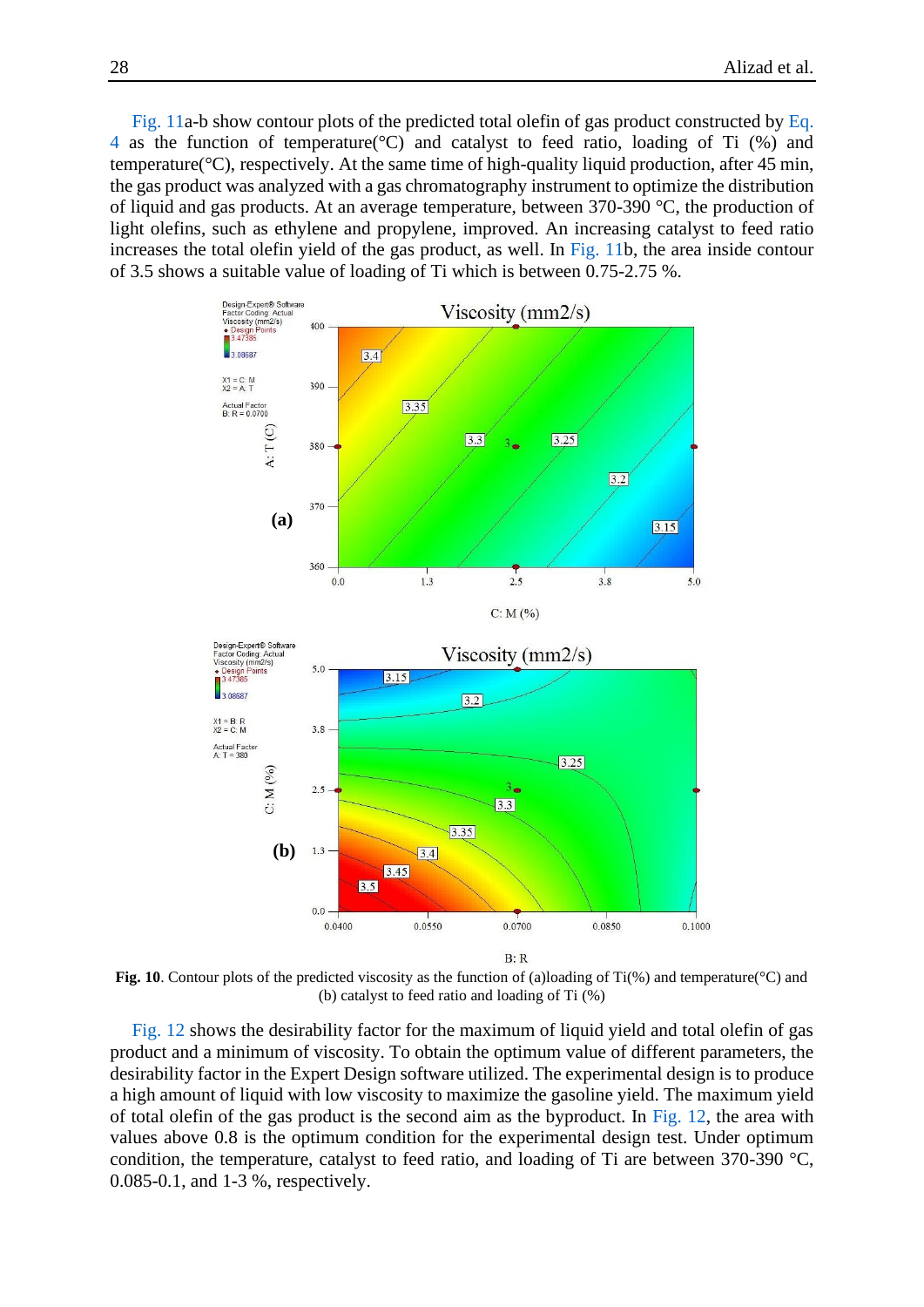Fig. 11a-b show contour plots of the predicted total olefin of gas product constructed by Eq. 4 as the function of temperature(°C) and catalyst to feed ratio, loading of Ti (%) and temperature(°C), respectively. At the same time of high-quality liquid production, after 45 min, the gas product was analyzed with a gas chromatography instrument to optimize the distribution of liquid and gas products. At an average temperature, between 370-390 °C, the production of light olefins, such as ethylene and propylene, improved. An increasing catalyst to feed ratio increases the total olefin yield of the gas product, as well. In Fig. 11b, the area inside contour of 3.5 shows a suitable value of loading of Ti which is between 0.75-2.75 %.

**Fig. 10**. Contour plots of the predicted viscosity as the function of (a)loading of Ti(%) and temperature(°C) and (b) catalyst to feed ratio and loading of Ti (%)

Fig. 12 shows the desirability factor for the maximum of liquid yield and total olefin of gas product and a minimum of viscosity. To obtain the optimum value of different parameters, the desirability factor in the Expert Design software utilized. The experimental design is to produce a high amount of liquid with low viscosity to maximize the gasoline yield. The maximum yield of total olefin of the gas product is the second aim as the byproduct. In Fig. 12, the area with values above 0.8 is the optimum condition for the experimental design test. Under optimum condition, the temperature, catalyst to feed ratio, and loading of Ti are between 370-390 °C, 0.085-0.1, and 1-3 %, respectively.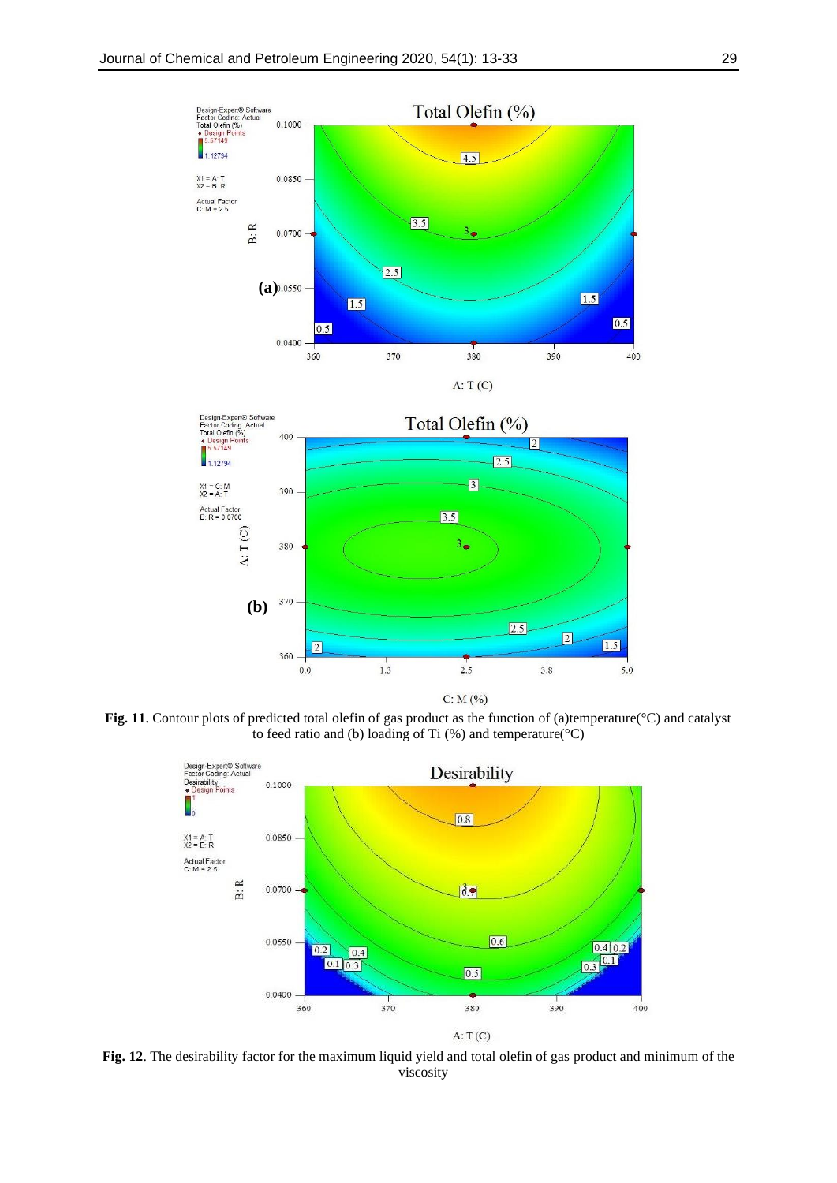**Fig. 11**. Contour plots of predicted total olefin of gas product as the function of (a)temperature(°C) and catalyst to feed ratio and (b) loading of Ti (%) and temperature(°C)

**Fig. 12**. The desirability factor for the maximum liquid yield and total olefin of gas product and minimum of the viscosity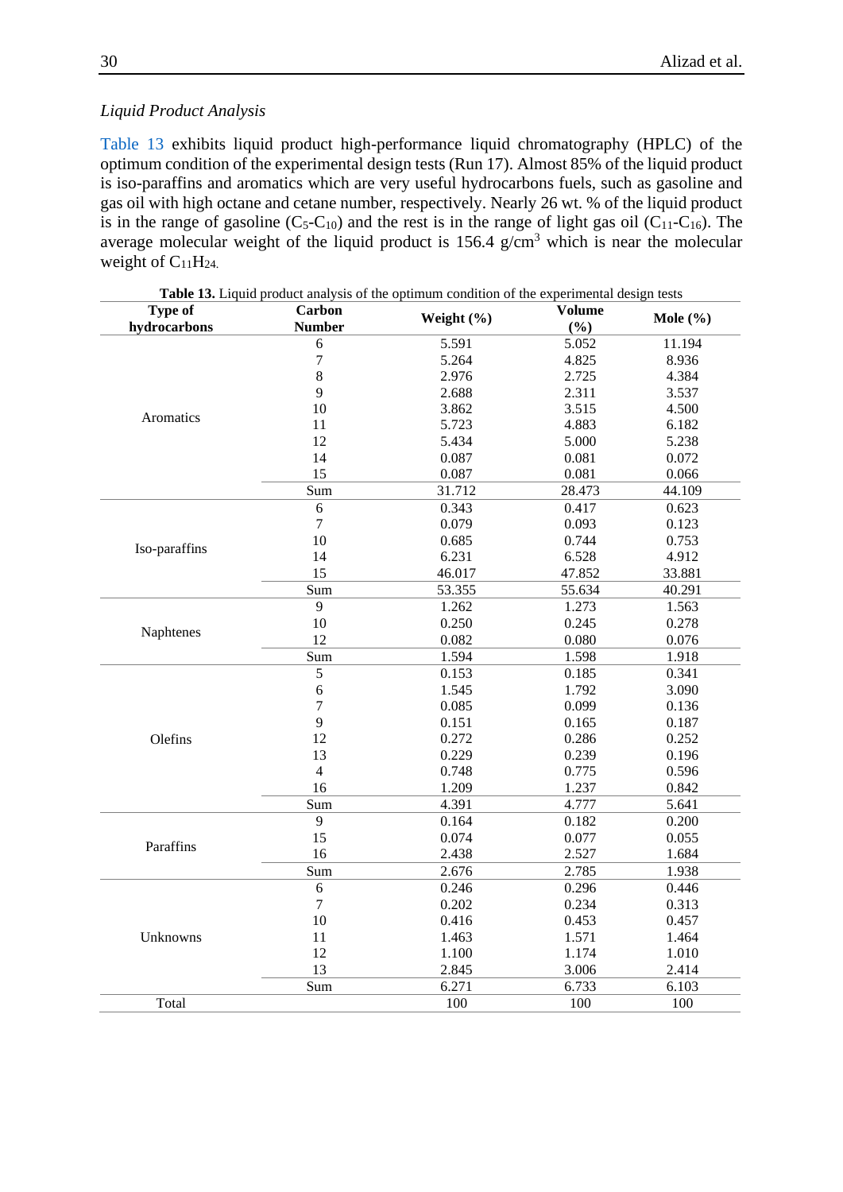### *Liquid Product Analysis*

Table 13 exhibits liquid product high-performance liquid chromatography (HPLC) of the optimum condition of the experimental design tests (Run 17). Almost 85% of the liquid product is iso-paraffins and aromatics which are very useful hydrocarbons fuels, such as gasoline and gas oil with high octane and cetane number, respectively. Nearly 26 wt. % of the liquid product is in the range of gasoline ($C_5$-$C_{10}$) and the rest is in the range of light gas oil ($C_{11}$-$C_{16}$). The average molecular weight of the liquid product is 156.4 g/cm$^3$ which is near the molecular weight of $C_{11}H_{24}$.

**Table 13.** Liquid product analysis of the optimum condition of the experimental design tests

| Type of hydrocarbons | Carbon Number | Weight (%) | Volume (%) | Mole (%) |
|---|---|---|---|---|
| Aromatics | 6 | 5.591 | 5.052 | 11.194 |
| | 7 | 5.264 | 4.825 | 8.936 |
| | 8 | 2.976 | 2.725 | 4.384 |
| | 9 | 2.688 | 2.311 | 3.537 |
| | 10 | 3.862 | 3.515 | 4.500 |
| | 11 | 5.723 | 4.883 | 6.182 |
| | 12 | 5.434 | 5.000 | 5.238 |
| | 14 | 0.087 | 0.081 | 0.072 |
| | 15 | 0.087 | 0.081 | 0.066 |
| | Sum | 31.712 | 28.473 | 44.109 |
| Iso-paraffins | 6 | 0.343 | 0.417 | 0.623 |
| | 7 | 0.079 | 0.093 | 0.123 |
| | 10 | 0.685 | 0.744 | 0.753 |
| | 14 | 6.231 | 6.528 | 4.912 |
| | 15 | 46.017 | 47.852 | 33.881 |
| | Sum | 53.355 | 55.634 | 40.291 |
| Naphtenes | 9 | 1.262 | 1.273 | 1.563 |
| | 10 | 0.250 | 0.245 | 0.278 |
| | 12 | 0.082 | 0.080 | 0.076 |
| | Sum | 1.594 | 1.598 | 1.918 |
| Olefins | 5 | 0.153 | 0.185 | 0.341 |
| | 6 | 1.545 | 1.792 | 3.090 |
| | 7 | 0.085 | 0.099 | 0.136 |
| | 9 | 0.151 | 0.165 | 0.187 |
| | 12 | 0.272 | 0.286 | 0.252 |
| | 13 | 0.229 | 0.239 | 0.196 |
| | 4 | 0.748 | 0.775 | 0.596 |
| | 16 | 1.209 | 1.237 | 0.842 |
| | Sum | 4.391 | 4.777 | 5.641 |
| Paraffins | 9 | 0.164 | 0.182 | 0.200 |
| | 15 | 0.074 | 0.077 | 0.055 |
| | 16 | 2.438 | 2.527 | 1.684 |
| | Sum | 2.676 | 2.785 | 1.938 |
| Unknowns | 6 | 0.246 | 0.296 | 0.446 |
| | 7 | 0.202 | 0.234 | 0.313 |
| | 10 | 0.416 | 0.453 | 0.457 |
| | 11 | 1.463 | 1.571 | 1.464 |
| | 12 | 1.100 | 1.174 | 1.010 |
| | 13 | 2.845 | 3.006 | 2.414 |
| | Sum | 6.271 | 6.733 | 6.103 |
| Total | | 100 | 100 | 100 |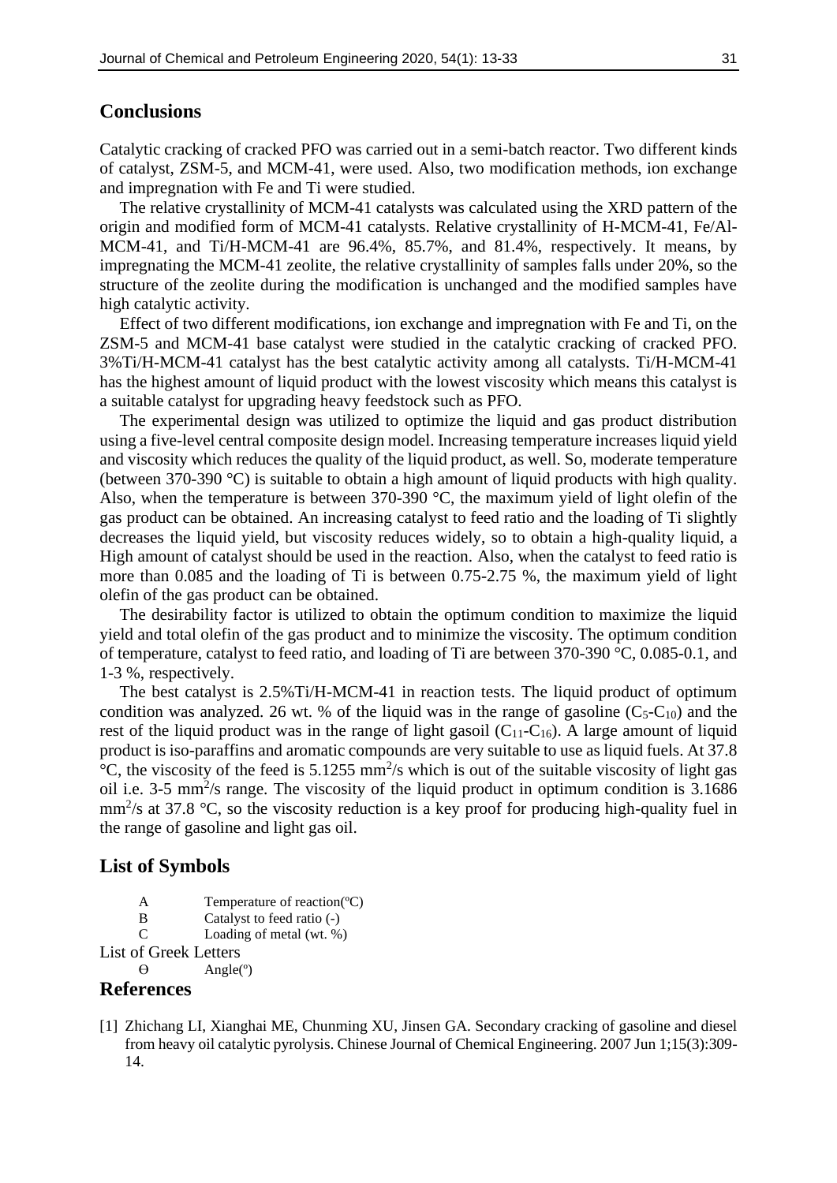## Conclusions

Catalytic cracking of cracked PFO was carried out in a semi-batch reactor. Two different kinds of catalyst, ZSM-5, and MCM-41, were used. Also, two modification methods, ion exchange and impregnation with Fe and Ti were studied.

The relative crystallinity of MCM-41 catalysts was calculated using the XRD pattern of the origin and modified form of MCM-41 catalysts. Relative crystallinity of H-MCM-41, Fe/Al-MCM-41, and Ti/H-MCM-41 are 96.4%, 85.7%, and 81.4%, respectively. It means, by impregnating the MCM-41 zeolite, the relative crystallinity of samples falls under 20%, so the structure of the zeolite during the modification is unchanged and the modified samples have high catalytic activity.

Effect of two different modifications, ion exchange and impregnation with Fe and Ti, on the ZSM-5 and MCM-41 base catalyst were studied in the catalytic cracking of cracked PFO. 3%Ti/H-MCM-41 catalyst has the best catalytic activity among all catalysts. Ti/H-MCM-41 has the highest amount of liquid product with the lowest viscosity which means this catalyst is a suitable catalyst for upgrading heavy feedstock such as PFO.

The experimental design was utilized to optimize the liquid and gas product distribution using a five-level central composite design model. Increasing temperature increases liquid yield and viscosity which reduces the quality of the liquid product, as well. So, moderate temperature (between 370-390 °C) is suitable to obtain a high amount of liquid products with high quality. Also, when the temperature is between 370-390 °C, the maximum yield of light olefin of the gas product can be obtained. An increasing catalyst to feed ratio and the loading of Ti slightly decreases the liquid yield, but viscosity reduces widely, so to obtain a high-quality liquid, a High amount of catalyst should be used in the reaction. Also, when the catalyst to feed ratio is more than 0.085 and the loading of Ti is between 0.75-2.75 %, the maximum yield of light olefin of the gas product can be obtained.

The desirability factor is utilized to obtain the optimum condition to maximize the liquid yield and total olefin of the gas product and to minimize the viscosity. The optimum condition of temperature, catalyst to feed ratio, and loading of Ti are between 370-390 °C, 0.085-0.1, and 1-3 %, respectively.

The best catalyst is 2.5%Ti/H-MCM-41 in reaction tests. The liquid product of optimum condition was analyzed. 26 wt. % of the liquid was in the range of gasoline ($C_5$-$C_{10}$) and the rest of the liquid product was in the range of light gasoil ($C_{11}$-$C_{16}$). A large amount of liquid product is iso-paraffins and aromatic compounds are very suitable to use as liquid fuels. At 37.8 °C, the viscosity of the feed is 5.1255 $mm^2/s$ which is out of the suitable viscosity of light gas oil i.e. 3-5 $mm^2/s$ range. The viscosity of the liquid product in optimum condition is 3.1686 $mm^2/s$ at 37.8 °C, so the viscosity reduction is a key proof for producing high-quality fuel in the range of gasoline and light gas oil.

## List of Symbols

| | |
|---|---|
| A | Temperature of reaction(ºC) |
| B | Catalyst to feed ratio (-) |
| C | Loading of metal (wt. %) |

List of Greek Letters

| | |
|---|---|
| $\Theta$ | Angle(º) |

## References

[1] Zhichang LI, Xianghai ME, Chunming XU, Jinsen GA. Secondary cracking of gasoline and diesel from heavy oil catalytic pyrolysis. Chinese Journal of Chemical Engineering. 2007 Jun 1;15(3):309-14.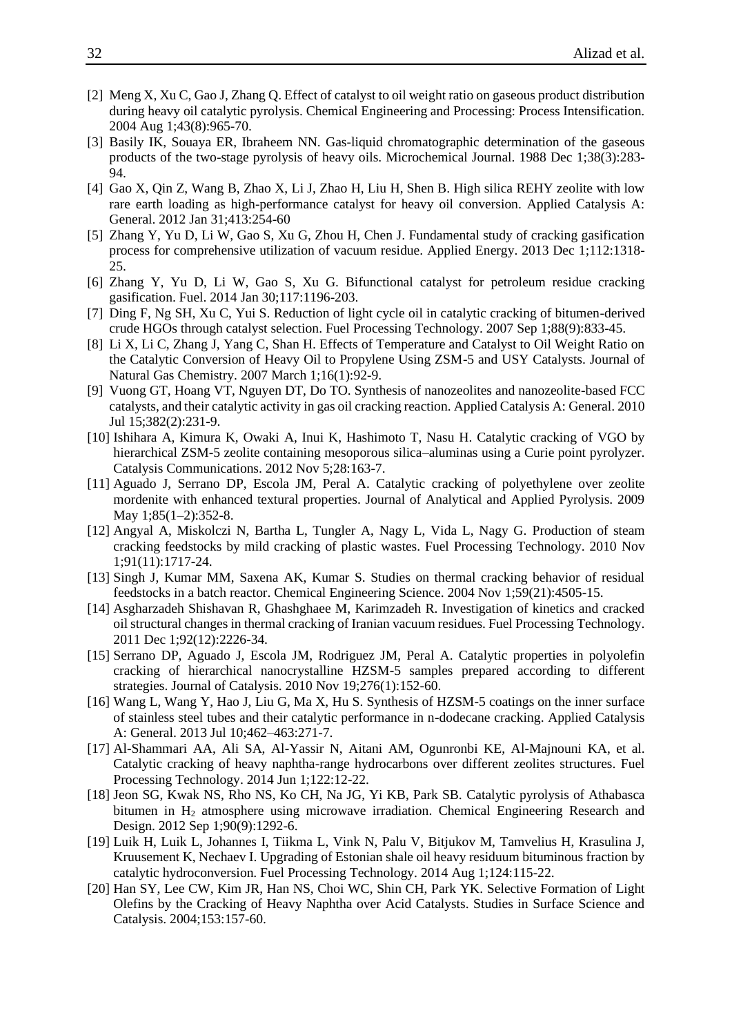[2] Meng X, Xu C, Gao J, Zhang Q. Effect of catalyst to oil weight ratio on gaseous product distribution during heavy oil catalytic pyrolysis. Chemical Engineering and Processing: Process Intensification. 2004 Aug 1;43(8):965-70.

[3] Basily IK, Souaya ER, Ibraheem NN. Gas-liquid chromatographic determination of the gaseous products of the two-stage pyrolysis of heavy oils. Microchemical Journal. 1988 Dec 1;38(3):283-94.

[4] Gao X, Qin Z, Wang B, Zhao X, Li J, Zhao H, Liu H, Shen B. High silica REHY zeolite with low rare earth loading as high-performance catalyst for heavy oil conversion. Applied Catalysis A: General. 2012 Jan 31;413:254-60

[5] Zhang Y, Yu D, Li W, Gao S, Xu G, Zhou H, Chen J. Fundamental study of cracking gasification process for comprehensive utilization of vacuum residue. Applied Energy. 2013 Dec 1;112:1318-25.

[6] Zhang Y, Yu D, Li W, Gao S, Xu G. Bifunctional catalyst for petroleum residue cracking gasification. Fuel. 2014 Jan 30;117:1196-203.

[7] Ding F, Ng SH, Xu C, Yui S. Reduction of light cycle oil in catalytic cracking of bitumen-derived crude HGOs through catalyst selection. Fuel Processing Technology. 2007 Sep 1;88(9):833-45.

[8] Li X, Li C, Zhang J, Yang C, Shan H. Effects of Temperature and Catalyst to Oil Weight Ratio on the Catalytic Conversion of Heavy Oil to Propylene Using ZSM-5 and USY Catalysts. Journal of Natural Gas Chemistry. 2007 March 1;16(1):92-9.

[9] Vuong GT, Hoang VT, Nguyen DT, Do TO. Synthesis of nanozeolites and nanozeolite-based FCC catalysts, and their catalytic activity in gas oil cracking reaction. Applied Catalysis A: General. 2010 Jul 15;382(2):231-9.

[10] Ishihara A, Kimura K, Owaki A, Inui K, Hashimoto T, Nasu H. Catalytic cracking of VGO by hierarchical ZSM-5 zeolite containing mesoporous silica–aluminas using a Curie point pyrolyzer. Catalysis Communications. 2012 Nov 5;28:163-7.

[11] Aguado J, Serrano DP, Escola JM, Peral A. Catalytic cracking of polyethylene over zeolite mordenite with enhanced textural properties. Journal of Analytical and Applied Pyrolysis. 2009 May 1;85(1–2):352-8.

[12] Angyal A, Miskolczi N, Bartha L, Tungler A, Nagy L, Vida L, Nagy G. Production of steam cracking feedstocks by mild cracking of plastic wastes. Fuel Processing Technology. 2010 Nov 1;91(11):1717-24.

[13] Singh J, Kumar MM, Saxena AK, Kumar S. Studies on thermal cracking behavior of residual feedstocks in a batch reactor. Chemical Engineering Science. 2004 Nov 1;59(21):4505-15.

[14] Asgharzadeh Shishavan R, Ghashghaee M, Karimzadeh R. Investigation of kinetics and cracked oil structural changes in thermal cracking of Iranian vacuum residues. Fuel Processing Technology. 2011 Dec 1;92(12):2226-34.

[15] Serrano DP, Aguado J, Escola JM, Rodriguez JM, Peral A. Catalytic properties in polyolefin cracking of hierarchical nanocrystalline HZSM-5 samples prepared according to different strategies. Journal of Catalysis. 2010 Nov 19;276(1):152-60.

[16] Wang L, Wang Y, Hao J, Liu G, Ma X, Hu S. Synthesis of HZSM-5 coatings on the inner surface of stainless steel tubes and their catalytic performance in n-dodecane cracking. Applied Catalysis A: General. 2013 Jul 10;462–463:271-7.

[17] Al-Shammari AA, Ali SA, Al-Yassir N, Aitani AM, Ogunronbi KE, Al-Majnouni KA, et al. Catalytic cracking of heavy naphtha-range hydrocarbons over different zeolites structures. Fuel Processing Technology. 2014 Jun 1;122:12-22.

[18] Jeon SG, Kwak NS, Rho NS, Ko CH, Na JG, Yi KB, Park SB. Catalytic pyrolysis of Athabasca bitumen in $H_2$ atmosphere using microwave irradiation. Chemical Engineering Research and Design. 2012 Sep 1;90(9):1292-6.

[19] Luik H, Luik L, Johannes I, Tiikma L, Vink N, Palu V, Bitjukov M, Tamvelius H, Krasulina J, Kruusement K, Nechaev I. Upgrading of Estonian shale oil heavy residuum bituminous fraction by catalytic hydroconversion. Fuel Processing Technology. 2014 Aug 1;124:115-22.

[20] Han SY, Lee CW, Kim JR, Han NS, Choi WC, Shin CH, Park YK. Selective Formation of Light Olefins by the Cracking of Heavy Naphtha over Acid Catalysts. Studies in Surface Science and Catalysis. 2004;153:157-60.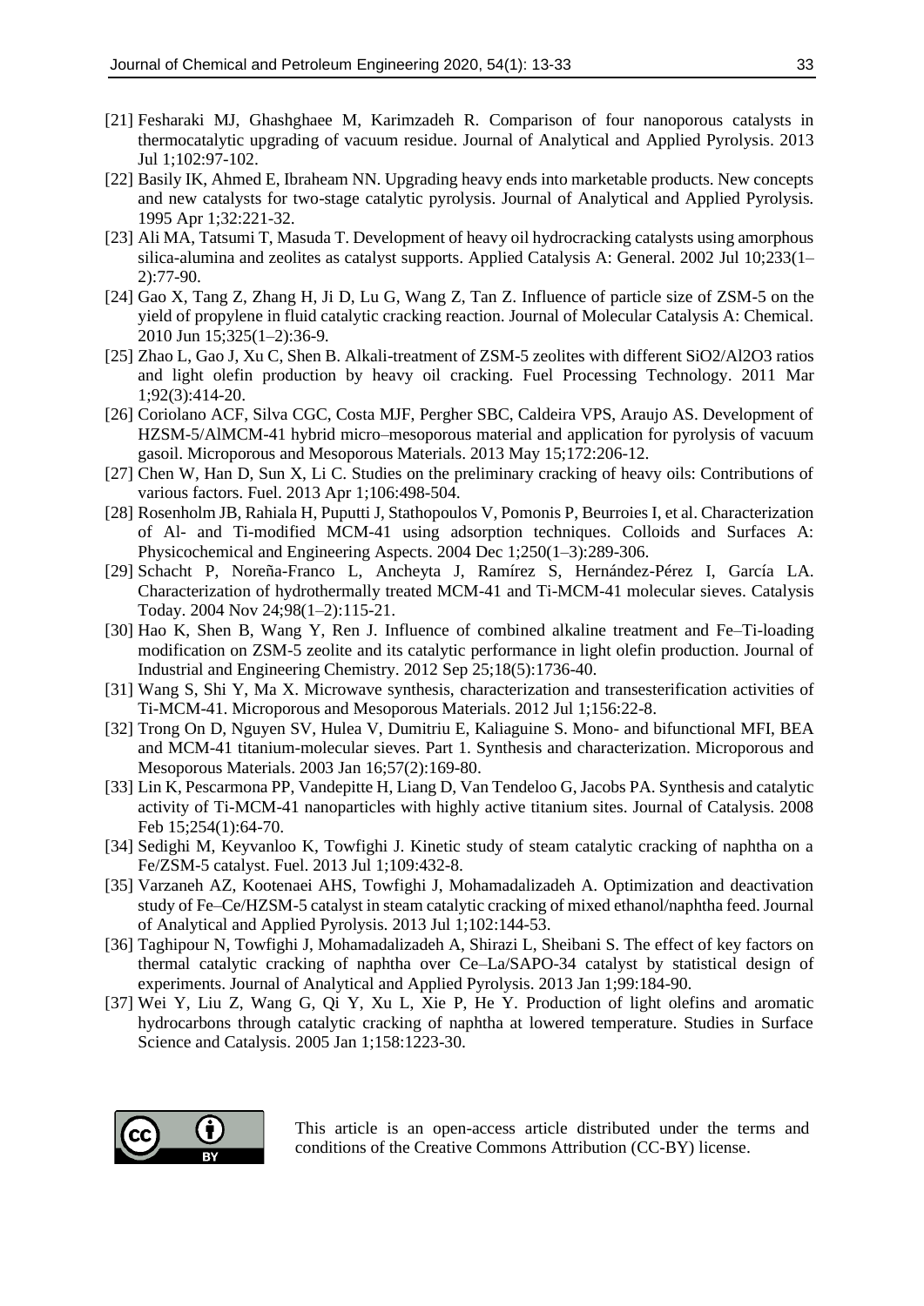[21] Fesharaki MJ, Ghashghaee M, Karimzadeh R. Comparison of four nanoporous catalysts in thermocatalytic upgrading of vacuum residue. Journal of Analytical and Applied Pyrolysis. 2013 Jul 1;102:97-102.

[22] Basily IK, Ahmed E, Ibraheam NN. Upgrading heavy ends into marketable products. New concepts and new catalysts for two-stage catalytic pyrolysis. Journal of Analytical and Applied Pyrolysis. 1995 Apr 1;32:221-32.

[23] Ali MA, Tatsumi T, Masuda T. Development of heavy oil hydrocracking catalysts using amorphous silica-alumina and zeolites as catalyst supports. Applied Catalysis A: General. 2002 Jul 10;233(1–2):77-90.

[24] Gao X, Tang Z, Zhang H, Ji D, Lu G, Wang Z, Tan Z. Influence of particle size of ZSM-5 on the yield of propylene in fluid catalytic cracking reaction. Journal of Molecular Catalysis A: Chemical. 2010 Jun 15;325(1–2):36-9.

[25] Zhao L, Gao J, Xu C, Shen B. Alkali-treatment of ZSM-5 zeolites with different SiO2/Al2O3 ratios and light olefin production by heavy oil cracking. Fuel Processing Technology. 2011 Mar 1;92(3):414-20.

[26] Coriolano ACF, Silva CGC, Costa MJF, Pergher SBC, Caldeira VPS, Araujo AS. Development of HZSM-5/AlMCM-41 hybrid micro–mesoporous material and application for pyrolysis of vacuum gasoil. Microporous and Mesoporous Materials. 2013 May 15;172:206-12.

[27] Chen W, Han D, Sun X, Li C. Studies on the preliminary cracking of heavy oils: Contributions of various factors. Fuel. 2013 Apr 1;106:498-504.

[28] Rosenholm JB, Rahiala H, Puputti J, Stathopoulos V, Pomonis P, Beurroies I, et al. Characterization of Al- and Ti-modified MCM-41 using adsorption techniques. Colloids and Surfaces A: Physicochemical and Engineering Aspects. 2004 Dec 1;250(1–3):289-306.

[29] Schacht P, Noreña-Franco L, Ancheyta J, Ramírez S, Hernández-Pérez I, García LA. Characterization of hydrothermally treated MCM-41 and Ti-MCM-41 molecular sieves. Catalysis Today. 2004 Nov 24;98(1–2):115-21.

[30] Hao K, Shen B, Wang Y, Ren J. Influence of combined alkaline treatment and Fe–Ti-loading modification on ZSM-5 zeolite and its catalytic performance in light olefin production. Journal of Industrial and Engineering Chemistry. 2012 Sep 25;18(5):1736-40.

[31] Wang S, Shi Y, Ma X. Microwave synthesis, characterization and transesterification activities of Ti-MCM-41. Microporous and Mesoporous Materials. 2012 Jul 1;156:22-8.

[32] Trong On D, Nguyen SV, Hulea V, Dumitriu E, Kaliaguine S. Mono- and bifunctional MFI, BEA and MCM-41 titanium-molecular sieves. Part 1. Synthesis and characterization. Microporous and Mesoporous Materials. 2003 Jan 16;57(2):169-80.

[33] Lin K, Pescarmona PP, Vandepitte H, Liang D, Van Tendeloo G, Jacobs PA. Synthesis and catalytic activity of Ti-MCM-41 nanoparticles with highly active titanium sites. Journal of Catalysis. 2008 Feb 15;254(1):64-70.

[34] Sedighi M, Keyvanloo K, Towfighi J. Kinetic study of steam catalytic cracking of naphtha on a Fe/ZSM-5 catalyst. Fuel. 2013 Jul 1;109:432-8.

[35] Varzaneh AZ, Kootenaei AHS, Towfighi J, Mohamadalizadeh A. Optimization and deactivation study of Fe–Ce/HZSM-5 catalyst in steam catalytic cracking of mixed ethanol/naphtha feed. Journal of Analytical and Applied Pyrolysis. 2013 Jul 1;102:144-53.

[36] Taghipour N, Towfighi J, Mohamadalizadeh A, Shirazi L, Sheibani S. The effect of key factors on thermal catalytic cracking of naphtha over Ce–La/SAPO-34 catalyst by statistical design of experiments. Journal of Analytical and Applied Pyrolysis. 2013 Jan 1;99:184-90.

[37] Wei Y, Liu Z, Wang G, Qi Y, Xu L, Xie P, He Y. Production of light olefins and aromatic hydrocarbons through catalytic cracking of naphtha at lowered temperature. Studies in Surface Science and Catalysis. 2005 Jan 1;158:1223-30.

This article is an open-access article distributed under the terms and conditions of the Creative Commons Attribution (CC-BY) license.